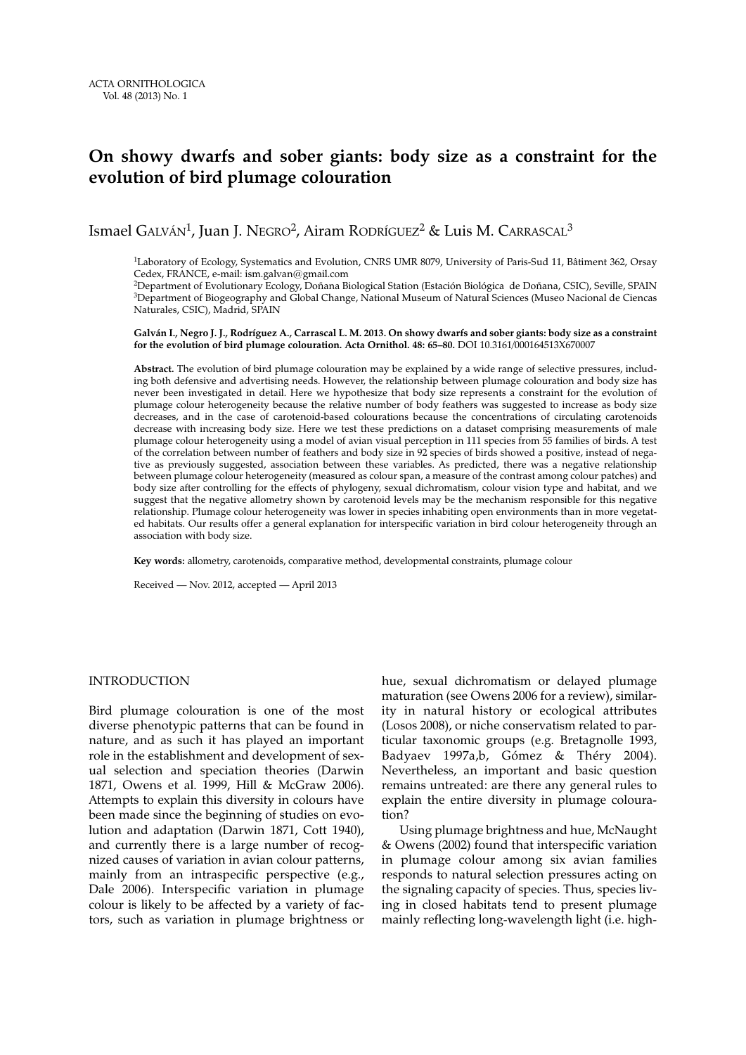# On showy dwarfs and sober giants: body size as a constraint for the evolution of bird plumage colouration

Ismael Galván[1], Juan J. Negro[2], Airam Rodríguez[2] & Luis M. Carrascal[3]

[1]Laboratory of Ecology, Systematics and Evolution, CNRS UMR 8079, University of Paris-Sud 11, Bâtiment 362, Orsay Cedex, FRANCE, e-mail: ism.galvan@gmail.com

[2]Department of Evolutionary Ecology, Doñana Biological Station (Estación Biológica de Doñana, CSIC), Seville, SPAIN

[3]Department of Biogeography and Global Change, National Museum of Natural Sciences (Museo Nacional de Ciencias Naturales, CSIC), Madrid, SPAIN

**Galván I., Negro J. J., Rodríguez A., Carrascal L. M. 2013. On showy dwarfs and sober giants: body size as a constraint for the evolution of bird plumage colouration. Acta Ornithol. 48: 65–80.** DOI 10.3161/000164513X670007

**Abstract.** The evolution of bird plumage colouration may be explained by a wide range of selective pressures, including both defensive and advertising needs. However, the relationship between plumage colouration and body size has never been investigated in detail. Here we hypothesize that body size represents a constraint for the evolution of plumage colour heterogeneity because the relative number of body feathers was suggested to increase as body size decreases, and in the case of carotenoid-based colourations because the concentrations of circulating carotenoids decrease with increasing body size. Here we test these predictions on a dataset comprising measurements of male plumage colour heterogeneity using a model of avian visual perception in 111 species from 55 families of birds. A test of the correlation between number of feathers and body size in 92 species of birds showed a positive, instead of negative as previously suggested, association between these variables. As predicted, there was a negative relationship between plumage colour heterogeneity (measured as colour span, a measure of the contrast among colour patches) and body size after controlling for the effects of phylogeny, sexual dichromatism, colour vision type and habitat, and we suggest that the negative allometry shown by carotenoid levels may be the mechanism responsible for this negative relationship. Plumage colour heterogeneity was lower in species inhabiting open environments than in more vegetated habitats. Our results offer a general explanation for interspecific variation in bird colour heterogeneity through an association with body size.

**Key words:** allometry, carotenoids, comparative method, developmental constraints, plumage colour

Received — Nov. 2012, accepted — April 2013

## INTRODUCTION

Bird plumage colouration is one of the most diverse phenotypic patterns that can be found in nature, and as such it has played an important role in the establishment and development of sexual selection and speciation theories (Darwin 1871, Owens et al. 1999, Hill & McGraw 2006). Attempts to explain this diversity in colours have been made since the beginning of studies on evolution and adaptation (Darwin 1871, Cott 1940), and currently there is a large number of recognized causes of variation in avian colour patterns, mainly from an intraspecific perspective (e.g., Dale 2006). Interspecific variation in plumage colour is likely to be affected by a variety of factors, such as variation in plumage brightness or hue, sexual dichromatism or delayed plumage maturation (see Owens 2006 for a review), similarity in natural history or ecological attributes (Losos 2008), or niche conservatism related to particular taxonomic groups (e.g. Bretagnolle 1993, Badyaev 1997a,b, Gómez & Théry 2004). Nevertheless, an important and basic question remains untreated: are there any general rules to explain the entire diversity in plumage colouration?

Using plumage brightness and hue, McNaught & Owens (2002) found that interspecific variation in plumage colour among six avian families responds to natural selection pressures acting on the signaling capacity of species. Thus, species living in closed habitats tend to present plumage mainly reflecting long-wavelength light (i.e. high-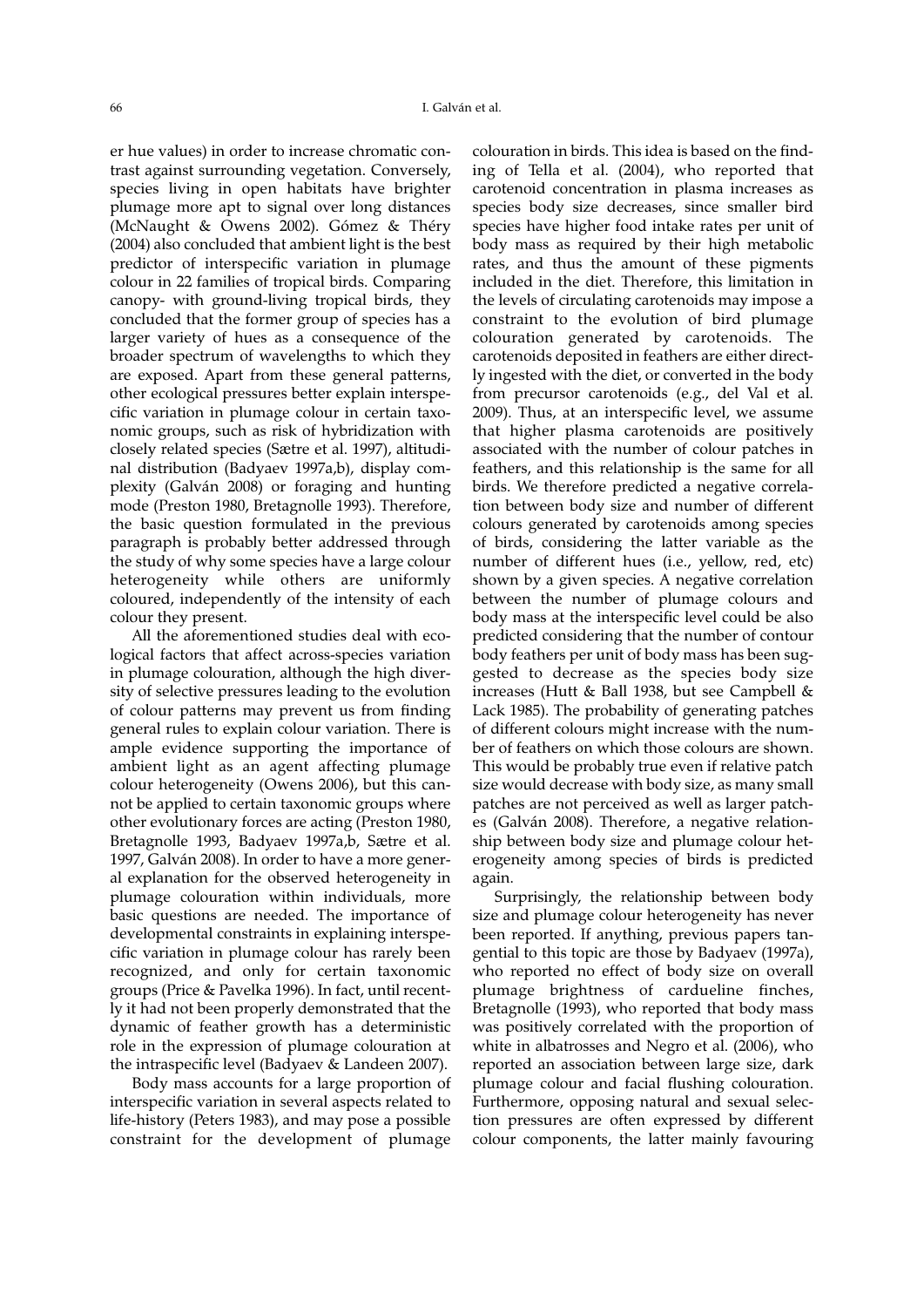er hue values) in order to increase chromatic contrast against surrounding vegetation. Conversely, species living in open habitats have brighter plumage more apt to signal over long distances (McNaught & Owens 2002). Gómez & Théry (2004) also concluded that ambient light is the best predictor of interspecific variation in plumage colour in 22 families of tropical birds. Comparing canopy- with ground-living tropical birds, they concluded that the former group of species has a larger variety of hues as a consequence of the broader spectrum of wavelengths to which they are exposed. Apart from these general patterns, other ecological pressures better explain interspecific variation in plumage colour in certain taxonomic groups, such as risk of hybridization with closely related species (Sætre et al. 1997), altitudinal distribution (Badyaev 1997a,b), display complexity (Galván 2008) or foraging and hunting mode (Preston 1980, Bretagnolle 1993). Therefore, the basic question formulated in the previous paragraph is probably better addressed through the study of why some species have a large colour heterogeneity while others are uniformly coloured, independently of the intensity of each colour they present.

All the aforementioned studies deal with ecological factors that affect across-species variation in plumage colouration, although the high diversity of selective pressures leading to the evolution of colour patterns may prevent us from finding general rules to explain colour variation. There is ample evidence supporting the importance of ambient light as an agent affecting plumage colour heterogeneity (Owens 2006), but this cannot be applied to certain taxonomic groups where other evolutionary forces are acting (Preston 1980, Bretagnolle 1993, Badyaev 1997a,b, Sætre et al. 1997, Galván 2008). In order to have a more general explanation for the observed heterogeneity in plumage colouration within individuals, more basic questions are needed. The importance of developmental constraints in explaining interspecific variation in plumage colour has rarely been recognized, and only for certain taxonomic groups (Price & Pavelka 1996). In fact, until recently it had not been properly demonstrated that the dynamic of feather growth has a deterministic role in the expression of plumage colouration at the intraspecific level (Badyaev & Landeen 2007).

Body mass accounts for a large proportion of interspecific variation in several aspects related to life-history (Peters 1983), and may pose a possible constraint for the development of plumage colouration in birds. This idea is based on the finding of Tella et al. (2004), who reported that carotenoid concentration in plasma increases as species body size decreases, since smaller bird species have higher food intake rates per unit of body mass as required by their high metabolic rates, and thus the amount of these pigments included in the diet. Therefore, this limitation in the levels of circulating carotenoids may impose a constraint to the evolution of bird plumage colouration generated by carotenoids. The carotenoids deposited in feathers are either directly ingested with the diet, or converted in the body from precursor carotenoids (e.g., del Val et al. 2009). Thus, at an interspecific level, we assume that higher plasma carotenoids are positively associated with the number of colour patches in feathers, and this relationship is the same for all birds. We therefore predicted a negative correlation between body size and number of different colours generated by carotenoids among species of birds, considering the latter variable as the number of different hues (i.e., yellow, red, etc) shown by a given species. A negative correlation between the number of plumage colours and body mass at the interspecific level could be also predicted considering that the number of contour body feathers per unit of body mass has been suggested to decrease as the species body size increases (Hutt & Ball 1938, but see Campbell & Lack 1985). The probability of generating patches of different colours might increase with the number of feathers on which those colours are shown. This would be probably true even if relative patch size would decrease with body size, as many small patches are not perceived as well as larger patches (Galván 2008). Therefore, a negative relationship between body size and plumage colour heterogeneity among species of birds is predicted again.

Surprisingly, the relationship between body size and plumage colour heterogeneity has never been reported. If anything, previous papers tangential to this topic are those by Badyaev (1997a), who reported no effect of body size on overall plumage brightness of cardueline finches, Bretagnolle (1993), who reported that body mass was positively correlated with the proportion of white in albatrosses and Negro et al. (2006), who reported an association between large size, dark plumage colour and facial flushing colouration. Furthermore, opposing natural and sexual selection pressures are often expressed by different colour components, the latter mainly favouring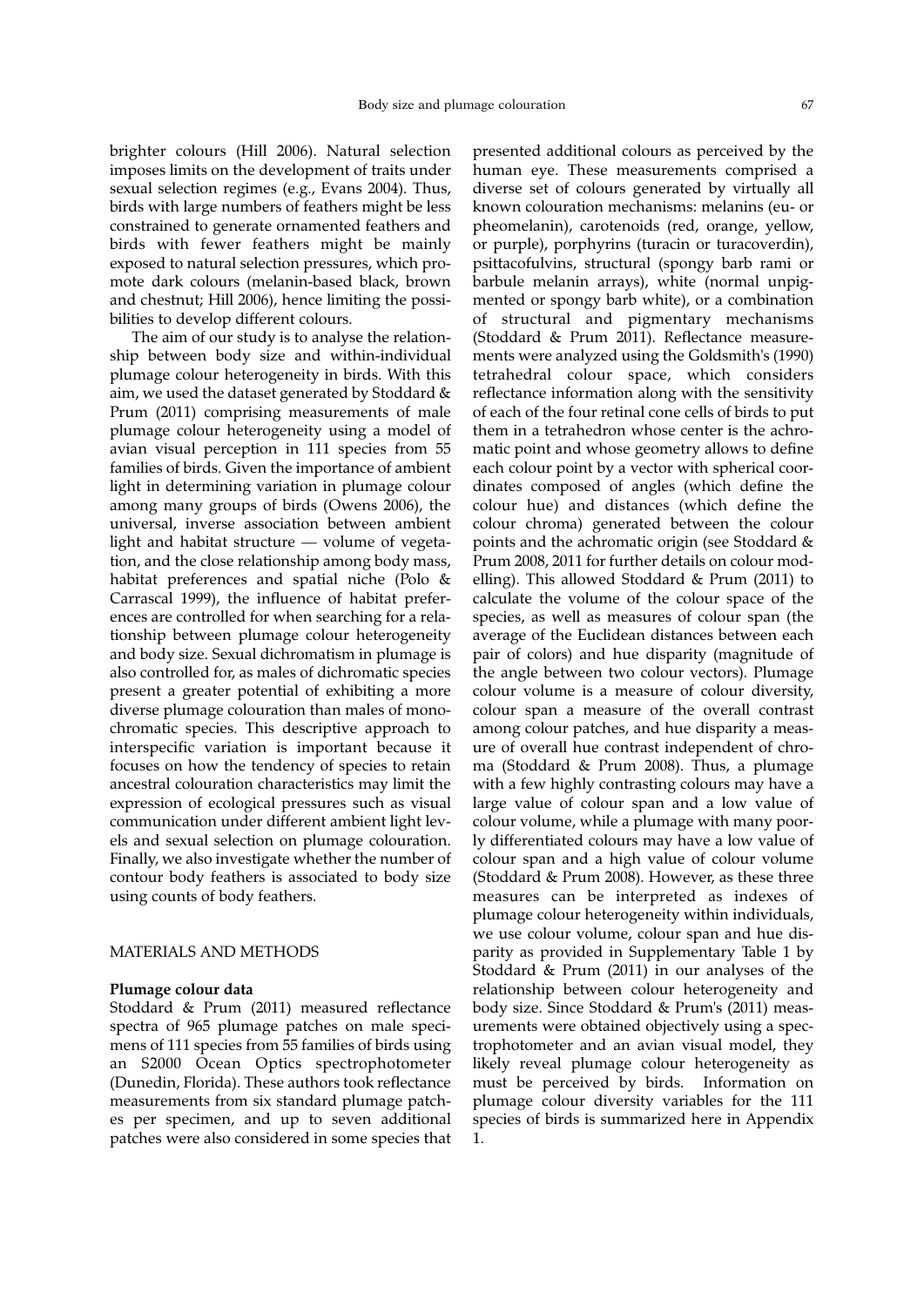brighter colours (Hill 2006). Natural selection imposes limits on the development of traits under sexual selection regimes (e.g., Evans 2004). Thus, birds with large numbers of feathers might be less constrained to generate ornamented feathers and birds with fewer feathers might be mainly exposed to natural selection pressures, which promote dark colours (melanin-based black, brown and chestnut; Hill 2006), hence limiting the possibilities to develop different colours.

The aim of our study is to analyse the relationship between body size and within-individual plumage colour heterogeneity in birds. With this aim, we used the dataset generated by Stoddard & Prum (2011) comprising measurements of male plumage colour heterogeneity using a model of avian visual perception in 111 species from 55 families of birds. Given the importance of ambient light in determining variation in plumage colour among many groups of birds (Owens 2006), the universal, inverse association between ambient light and habitat structure — volume of vegetation, and the close relationship among body mass, habitat preferences and spatial niche (Polo & Carrascal 1999), the influence of habitat preferences are controlled for when searching for a relationship between plumage colour heterogeneity and body size. Sexual dichromatism in plumage is also controlled for, as males of dichromatic species present a greater potential of exhibiting a more diverse plumage colouration than males of monochromatic species. This descriptive approach to interspecific variation is important because it focuses on how the tendency of species to retain ancestral colouration characteristics may limit the expression of ecological pressures such as visual communication under different ambient light levels and sexual selection on plumage colouration. Finally, we also investigate whether the number of contour body feathers is associated to body size using counts of body feathers.

## MATERIALS AND METHODS

### Plumage colour data

Stoddard & Prum (2011) measured reflectance spectra of 965 plumage patches on male specimens of 111 species from 55 families of birds using an S2000 Ocean Optics spectrophotometer (Dunedin, Florida). These authors took reflectance measurements from six standard plumage patches per specimen, and up to seven additional patches were also considered in some species that presented additional colours as perceived by the human eye. These measurements comprised a diverse set of colours generated by virtually all known colouration mechanisms: melanins (eu- or pheomelanin), carotenoids (red, orange, yellow, or purple), porphyrins (turacin or turacoverdin), psittacofulvins, structural (spongy barb rami or barbule melanin arrays), white (normal unpigmented or spongy barb white), or a combination of structural and pigmentary mechanisms (Stoddard & Prum 2011). Reflectance measurements were analyzed using the Goldsmith's (1990) tetrahedral colour space, which considers reflectance information along with the sensitivity of each of the four retinal cone cells of birds to put them in a tetrahedron whose center is the achromatic point and whose geometry allows to define each colour point by a vector with spherical coordinates composed of angles (which define the colour hue) and distances (which define the colour chroma) generated between the colour points and the achromatic origin (see Stoddard & Prum 2008, 2011 for further details on colour modelling). This allowed Stoddard & Prum (2011) to calculate the volume of the colour space of the species, as well as measures of colour span (the average of the Euclidean distances between each pair of colors) and hue disparity (magnitude of the angle between two colour vectors). Plumage colour volume is a measure of colour diversity, colour span a measure of the overall contrast among colour patches, and hue disparity a measure of overall hue contrast independent of chroma (Stoddard & Prum 2008). Thus, a plumage with a few highly contrasting colours may have a large value of colour span and a low value of colour volume, while a plumage with many poorly differentiated colours may have a low value of colour span and a high value of colour volume (Stoddard & Prum 2008). However, as these three measures can be interpreted as indexes of plumage colour heterogeneity within individuals, we use colour volume, colour span and hue disparity as provided in Supplementary Table 1 by Stoddard & Prum (2011) in our analyses of the relationship between colour heterogeneity and body size. Since Stoddard & Prum's (2011) measurements were obtained objectively using a spectrophotometer and an avian visual model, they likely reveal plumage colour heterogeneity as must be perceived by birds. Information on plumage colour diversity variables for the 111 species of birds is summarized here in Appendix 1.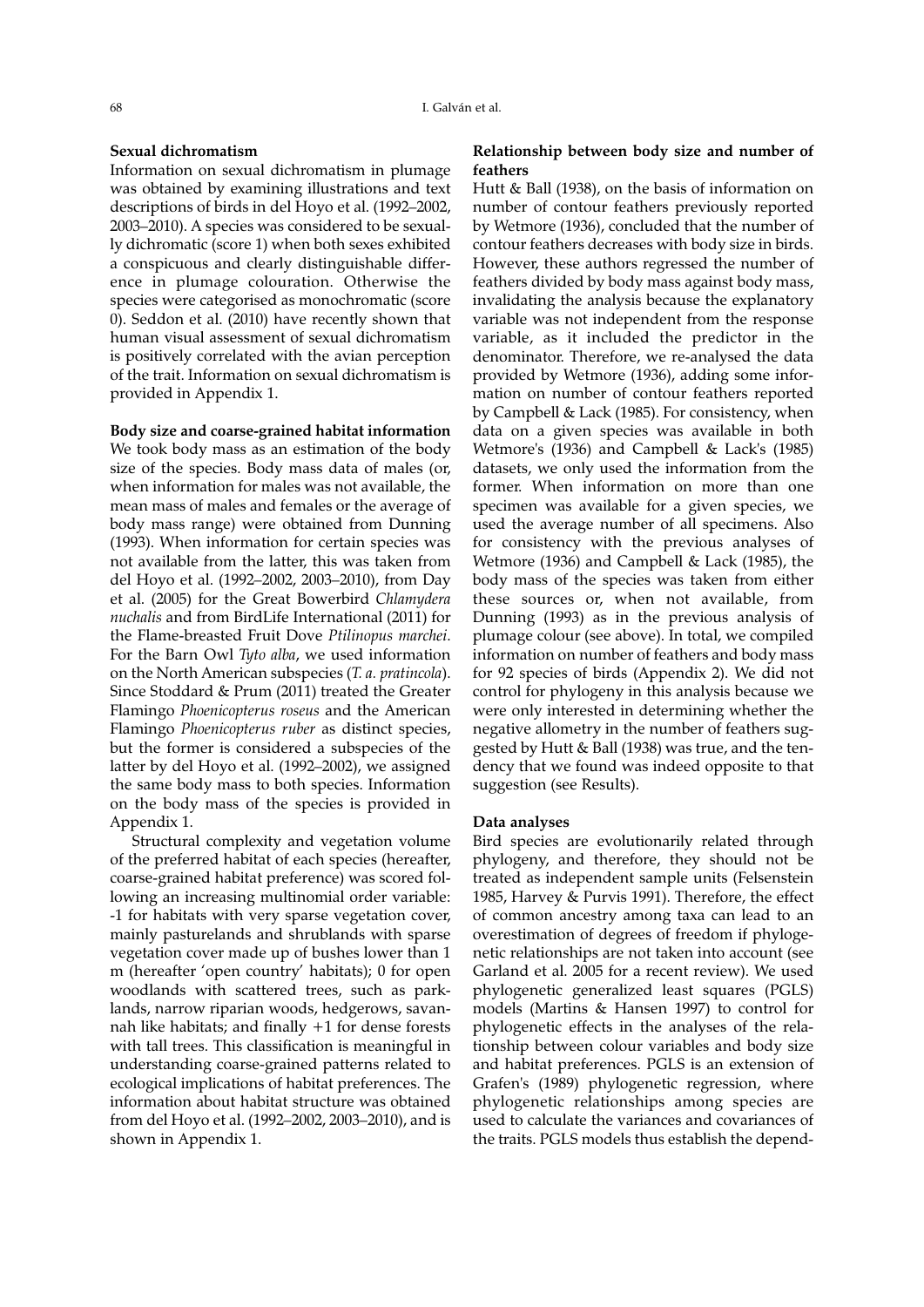**Sexual dichromatism**

Information on sexual dichromatism in plumage was obtained by examining illustrations and text descriptions of birds in del Hoyo et al. (1992–2002, 2003–2010). A species was considered to be sexually dichromatic (score 1) when both sexes exhibited a conspicuous and clearly distinguishable difference in plumage colouration. Otherwise the species were categorised as monochromatic (score 0). Seddon et al. (2010) have recently shown that human visual assessment of sexual dichromatism is positively correlated with the avian perception of the trait. Information on sexual dichromatism is provided in Appendix 1.

**Body size and coarse-grained habitat information**

We took body mass as an estimation of the body size of the species. Body mass data of males (or, when information for males was not available, the mean mass of males and females or the average of body mass range) were obtained from Dunning (1993). When information for certain species was not available from the latter, this was taken from del Hoyo et al. (1992–2002, 2003–2010), from Day et al. (2005) for the Great Bowerbird *Chlamydera nuchalis* and from BirdLife International (2011) for the Flame-breasted Fruit Dove *Ptilinopus marchei*. For the Barn Owl *Tyto alba*, we used information on the North American subspecies (*T. a. pratincola*). Since Stoddard & Prum (2011) treated the Greater Flamingo *Phoenicopterus roseus* and the American Flamingo *Phoenicopterus ruber* as distinct species, but the former is considered a subspecies of the latter by del Hoyo et al. (1992–2002), we assigned the same body mass to both species. Information on the body mass of the species is provided in Appendix 1.

Structural complexity and vegetation volume of the preferred habitat of each species (hereafter, coarse-grained habitat preference) was scored following an increasing multinomial order variable: -1 for habitats with very sparse vegetation cover, mainly pasturelands and shrublands with sparse vegetation cover made up of bushes lower than 1 m (hereafter 'open country' habitats); 0 for open woodlands with scattered trees, such as parklands, narrow riparian woods, hedgerows, savannah like habitats; and finally +1 for dense forests with tall trees. This classification is meaningful in understanding coarse-grained patterns related to ecological implications of habitat preferences. The information about habitat structure was obtained from del Hoyo et al. (1992–2002, 2003–2010), and is shown in Appendix 1.

**Relationship between body size and number of feathers**

Hutt & Ball (1938), on the basis of information on number of contour feathers previously reported by Wetmore (1936), concluded that the number of contour feathers decreases with body size in birds. However, these authors regressed the number of feathers divided by body mass against body mass, invalidating the analysis because the explanatory variable was not independent from the response variable, as it included the predictor in the denominator. Therefore, we re-analysed the data provided by Wetmore (1936), adding some information on number of contour feathers reported by Campbell & Lack (1985). For consistency, when data on a given species was available in both Wetmore's (1936) and Campbell & Lack's (1985) datasets, we only used the information from the former. When information on more than one specimen was available for a given species, we used the average number of all specimens. Also for consistency with the previous analyses of Wetmore (1936) and Campbell & Lack (1985), the body mass of the species was taken from either these sources or, when not available, from Dunning (1993) as in the previous analysis of plumage colour (see above). In total, we compiled information on number of feathers and body mass for 92 species of birds (Appendix 2). We did not control for phylogeny in this analysis because we were only interested in determining whether the negative allometry in the number of feathers suggested by Hutt & Ball (1938) was true, and the tendency that we found was indeed opposite to that suggestion (see Results).

**Data analyses**

Bird species are evolutionarily related through phylogeny, and therefore, they should not be treated as independent sample units (Felsenstein 1985, Harvey & Purvis 1991). Therefore, the effect of common ancestry among taxa can lead to an overestimation of degrees of freedom if phylogenetic relationships are not taken into account (see Garland et al. 2005 for a recent review). We used phylogenetic generalized least squares (PGLS) models (Martins & Hansen 1997) to control for phylogenetic effects in the analyses of the relationship between colour variables and body size and habitat preferences. PGLS is an extension of Grafen's (1989) phylogenetic regression, where phylogenetic relationships among species are used to calculate the variances and covariances of the traits. PGLS models thus establish the depend-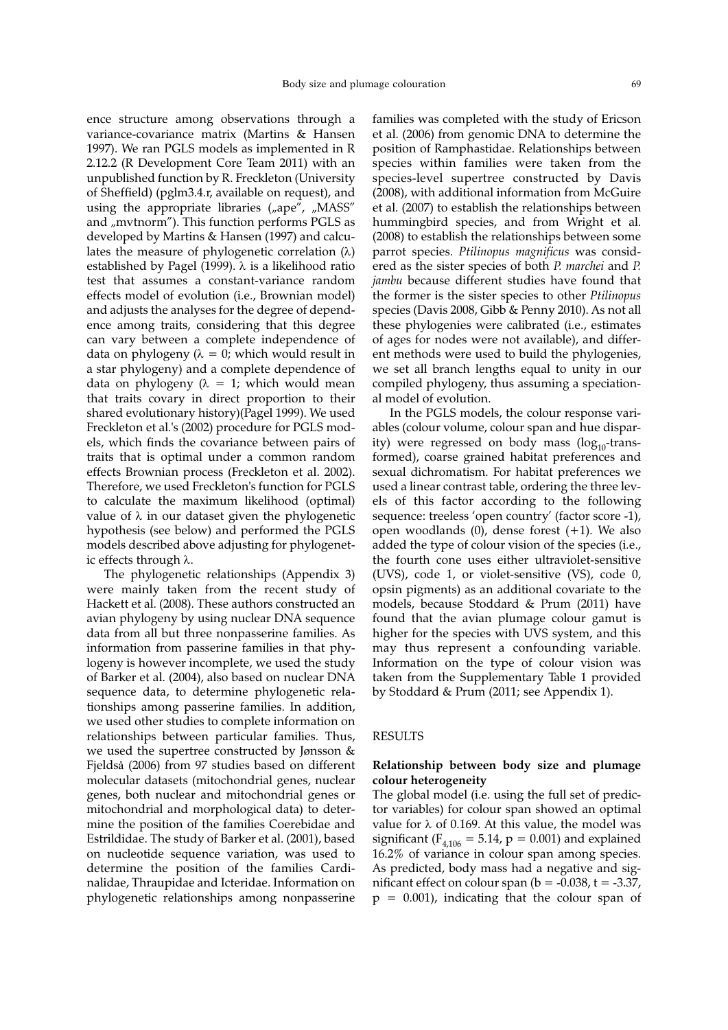ence structure among observations through a variance-covariance matrix (Martins & Hansen 1997). We ran PGLS models as implemented in R 2.12.2 (R Development Core Team 2011) with an unpublished function by R. Freckleton (University of Sheffield) (pglm3.4.r, available on request), and using the appropriate libraries („ape", „MASS" and „mvtnorm"). This function performs PGLS as developed by Martins & Hansen (1997) and calculates the measure of phylogenetic correlation (λ) established by Pagel (1999). λ is a likelihood ratio test that assumes a constant-variance random effects model of evolution (i.e., Brownian model) and adjusts the analyses for the degree of dependence among traits, considering that this degree can vary between a complete independence of data on phylogeny (λ = 0; which would result in a star phylogeny) and a complete dependence of data on phylogeny (λ = 1; which would mean that traits covary in direct proportion to their shared evolutionary history)(Pagel 1999). We used Freckleton et al.'s (2002) procedure for PGLS models, which finds the covariance between pairs of traits that is optimal under a common random effects Brownian process (Freckleton et al. 2002). Therefore, we used Freckleton's function for PGLS to calculate the maximum likelihood (optimal) value of λ in our dataset given the phylogenetic hypothesis (see below) and performed the PGLS models described above adjusting for phylogenetic effects through λ.

The phylogenetic relationships (Appendix 3) were mainly taken from the recent study of Hackett et al. (2008). These authors constructed an avian phylogeny by using nuclear DNA sequence data from all but three nonpasserine families. As information from passerine families in that phylogeny is however incomplete, we used the study of Barker et al. (2004), also based on nuclear DNA sequence data, to determine phylogenetic relationships among passerine families. In addition, we used other studies to complete information on relationships between particular families. Thus, we used the supertree constructed by Jønsson & Fjeldså (2006) from 97 studies based on different molecular datasets (mitochondrial genes, nuclear genes, both nuclear and mitochondrial genes or mitochondrial and morphological data) to determine the position of the families Coerebidae and Estrildidae. The study of Barker et al. (2001), based on nucleotide sequence variation, was used to determine the position of the families Cardinalidae, Thraupidae and Icteridae. Information on phylogenetic relationships among nonpasserine families was completed with the study of Ericson et al. (2006) from genomic DNA to determine the position of Ramphastidae. Relationships between species within families were taken from the species-level supertree constructed by Davis (2008), with additional information from McGuire et al. (2007) to establish the relationships between hummingbird species, and from Wright et al. (2008) to establish the relationships between some parrot species. *Ptilinopus magnificus* was considered as the sister species of both *P. marchei* and *P. jambu* because different studies have found that the former is the sister species to other *Ptilinopus* species (Davis 2008, Gibb & Penny 2010). As not all these phylogenies were calibrated (i.e., estimates of ages for nodes were not available), and different methods were used to build the phylogenies, we set all branch lengths equal to unity in our compiled phylogeny, thus assuming a speciational model of evolution.

In the PGLS models, the colour response variables (colour volume, colour span and hue disparity) were regressed on body mass ($\log_{10}$-transformed), coarse grained habitat preferences and sexual dichromatism. For habitat preferences we used a linear contrast table, ordering the three levels of this factor according to the following sequence: treeless 'open country' (factor score -1), open woodlands (0), dense forest (+1). We also added the type of colour vision of the species (i.e., the fourth cone uses either ultraviolet-sensitive (UVS), code 1, or violet-sensitive (VS), code 0, opsin pigments) as an additional covariate to the models, because Stoddard & Prum (2011) have found that the avian plumage colour gamut is higher for the species with UVS system, and this may thus represent a confounding variable. Information on the type of colour vision was taken from the Supplementary Table 1 provided by Stoddard & Prum (2011; see Appendix 1).

## RESULTS

### Relationship between body size and plumage colour heterogeneity

The global model (i.e. using the full set of predictor variables) for colour span showed an optimal value for λ of 0.169. At this value, the model was significant ($F_{4,106} = 5.14$, $p = 0.001$) and explained 16.2% of variance in colour span among species. As predicted, body mass had a negative and significant effect on colour span ($b = -0.038$, $t = -3.37$, $p = 0.001$), indicating that the colour span of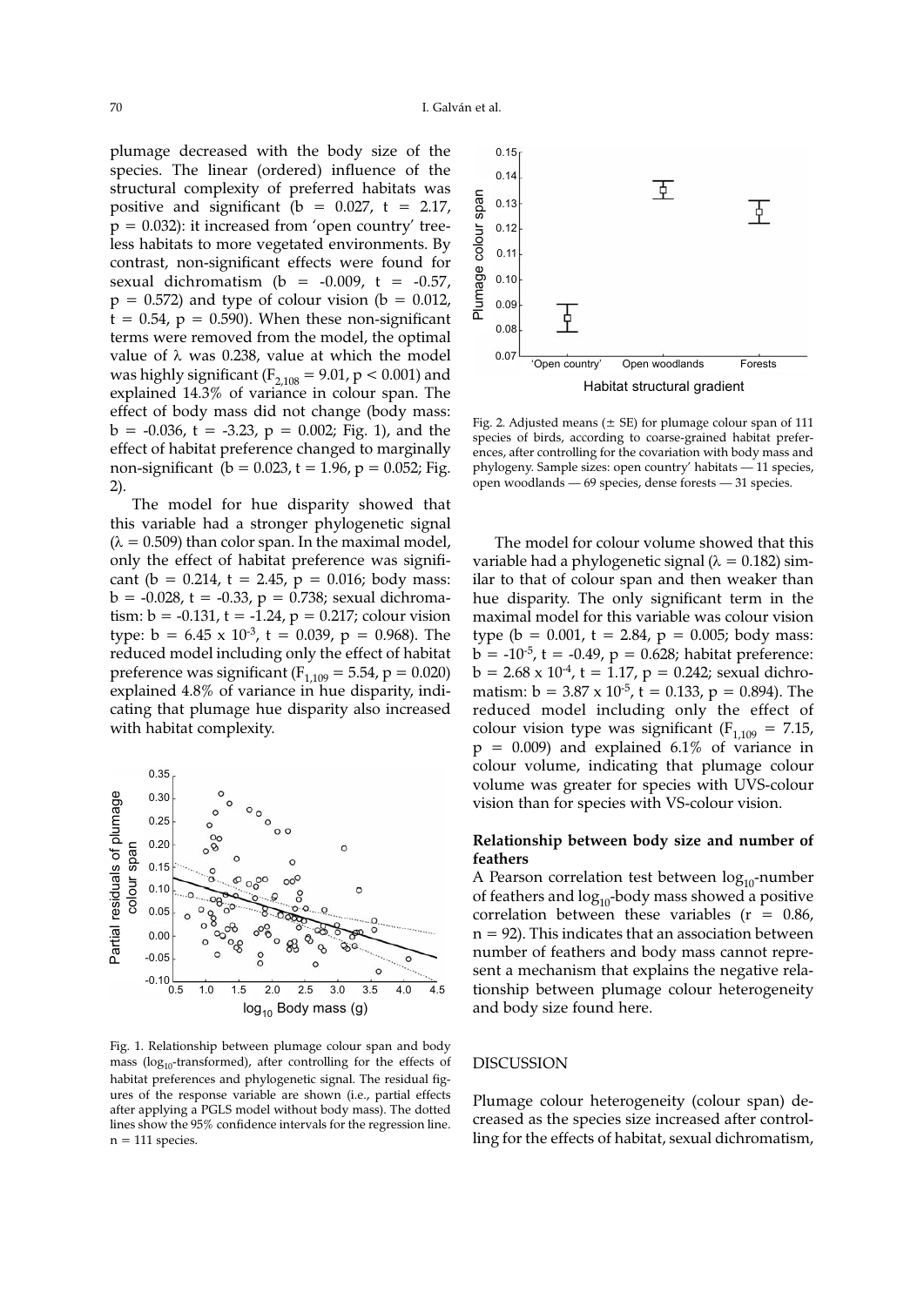plumage decreased with the body size of the species. The linear (ordered) influence of the structural complexity of preferred habitats was positive and significant (b = 0.027, t = 2.17, p = 0.032): it increased from 'open country' treeless habitats to more vegetated environments. By contrast, non-significant effects were found for sexual dichromatism (b = -0.009, t = -0.57, p = 0.572) and type of colour vision (b = 0.012, t = 0.54, p = 0.590). When these non-significant terms were removed from the model, the optimal value of λ was 0.238, value at which the model was highly significant ($F_{2,108}$ = 9.01, p < 0.001) and explained 14.3% of variance in colour span. The effect of body mass did not change (body mass: b = -0.036, t = -3.23, p = 0.002; Fig. 1), and the effect of habitat preference changed to marginally non-significant (b = 0.023, t = 1.96, p = 0.052; Fig. 2).

The model for hue disparity showed that this variable had a stronger phylogenetic signal (λ = 0.509) than color span. In the maximal model, only the effect of habitat preference was significant (b = 0.214, t = 2.45, p = 0.016; body mass: b = -0.028, t = -0.33, p = 0.738; sexual dichromatism: b = -0.131, t = -1.24, p = 0.217; colour vision type: b = 6.45 x $10^{-3}$, t = 0.039, p = 0.968). The reduced model including only the effect of habitat preference was significant ($F_{1,109}$ = 5.54, p = 0.020) explained 4.8% of variance in hue disparity, indicating that plumage hue disparity also increased with habitat complexity.

Fig. 1. Relationship between plumage colour span and body mass ($log_{10}$-transformed), after controlling for the effects of habitat preferences and phylogenetic signal. The residual figures of the response variable are shown (i.e., partial effects after applying a PGLS model without body mass). The dotted lines show the 95% confidence intervals for the regression line. n = 111 species.

Fig. 2. Adjusted means (± SE) for plumage colour span of 111 species of birds, according to coarse-grained habitat preferences, after controlling for the covariation with body mass and phylogeny. Sample sizes: open country' habitats — 11 species, open woodlands — 69 species, dense forests — 31 species.

The model for colour volume showed that this variable had a phylogenetic signal (λ = 0.182) similar to that of colour span and then weaker than hue disparity. The only significant term in the maximal model for this variable was colour vision type (b = 0.001, t = 2.84, p = 0.005; body mass: b = -$10^{-5}$, t = -0.49, p = 0.628; habitat preference: b = 2.68 x $10^{-4}$, t = 1.17, p = 0.242; sexual dichromatism: b = 3.87 x $10^{-5}$, t = 0.133, p = 0.894). The reduced model including only the effect of colour vision type was significant ($F_{1,109}$ = 7.15, p = 0.009) and explained 6.1% of variance in colour volume, indicating that plumage colour volume was greater for species with UVS-colour vision than for species with VS-colour vision.

### Relationship between body size and number of feathers

A Pearson correlation test between $log_{10}$-number of feathers and $log_{10}$-body mass showed a positive correlation between these variables (r = 0.86, n = 92). This indicates that an association between number of feathers and body mass cannot represent a mechanism that explains the negative relationship between plumage colour heterogeneity and body size found here.

## DISCUSSION

Plumage colour heterogeneity (colour span) decreased as the species size increased after controlling for the effects of habitat, sexual dichromatism,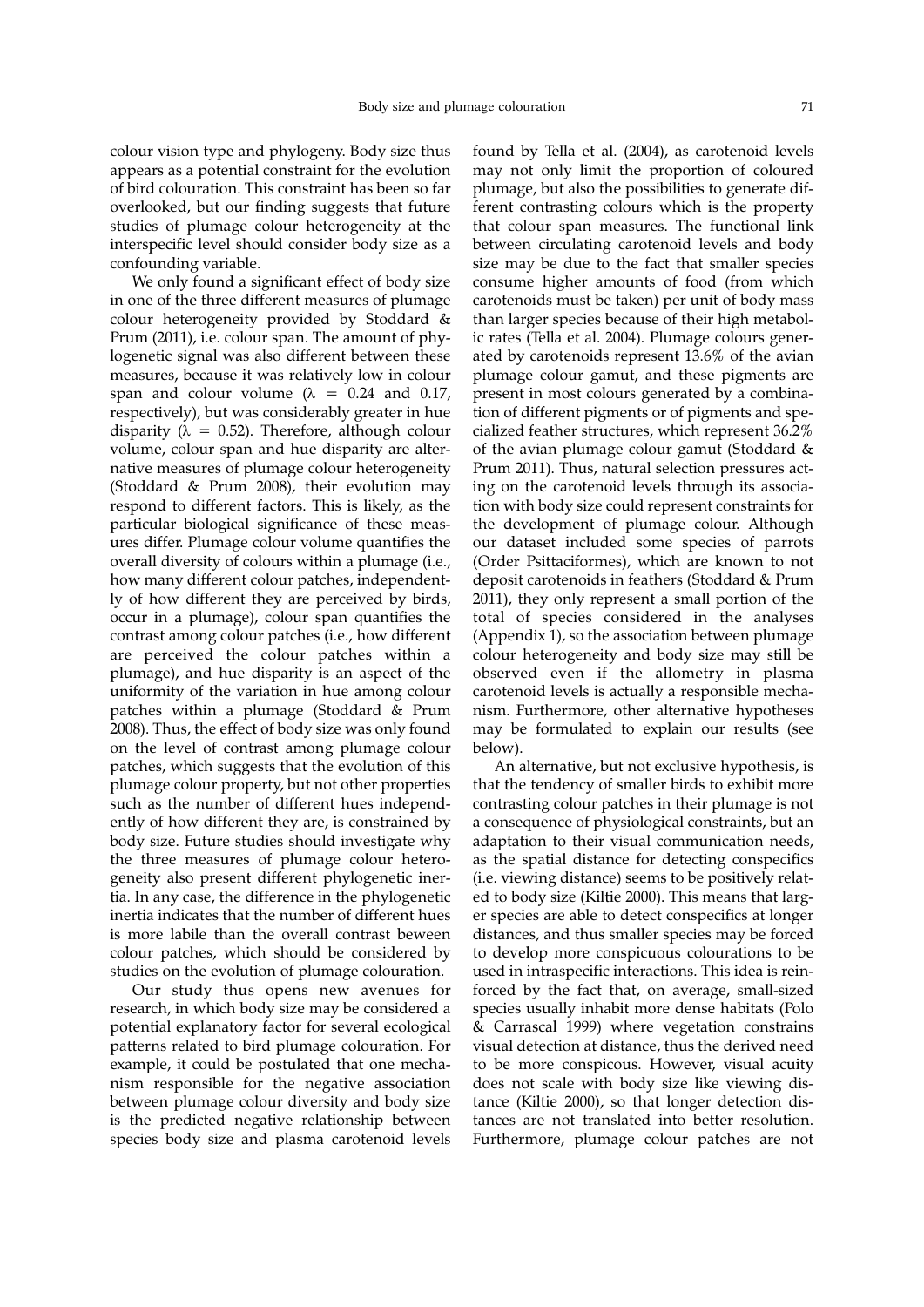colour vision type and phylogeny. Body size thus appears as a potential constraint for the evolution of bird colouration. This constraint has been so far overlooked, but our finding suggests that future studies of plumage colour heterogeneity at the interspecific level should consider body size as a confounding variable.

We only found a significant effect of body size in one of the three different measures of plumage colour heterogeneity provided by Stoddard & Prum (2011), i.e. colour span. The amount of phylogenetic signal was also different between these measures, because it was relatively low in colour span and colour volume ($\lambda$ = 0.24 and 0.17, respectively), but was considerably greater in hue disparity ($\lambda$ = 0.52). Therefore, although colour volume, colour span and hue disparity are alternative measures of plumage colour heterogeneity (Stoddard & Prum 2008), their evolution may respond to different factors. This is likely, as the particular biological significance of these measures differ. Plumage colour volume quantifies the overall diversity of colours within a plumage (i.e., how many different colour patches, independently of how different they are perceived by birds, occur in a plumage), colour span quantifies the contrast among colour patches (i.e., how different are perceived the colour patches within a plumage), and hue disparity is an aspect of the uniformity of the variation in hue among colour patches within a plumage (Stoddard & Prum 2008). Thus, the effect of body size was only found on the level of contrast among plumage colour patches, which suggests that the evolution of this plumage colour property, but not other properties such as the number of different hues independently of how different they are, is constrained by body size. Future studies should investigate why the three measures of plumage colour heterogeneity also present different phylogenetic inertia. In any case, the difference in the phylogenetic inertia indicates that the number of different hues is more labile than the overall contrast beween colour patches, which should be considered by studies on the evolution of plumage colouration.

Our study thus opens new avenues for research, in which body size may be considered a potential explanatory factor for several ecological patterns related to bird plumage colouration. For example, it could be postulated that one mechanism responsible for the negative association between plumage colour diversity and body size is the predicted negative relationship between species body size and plasma carotenoid levels found by Tella et al. (2004), as carotenoid levels may not only limit the proportion of coloured plumage, but also the possibilities to generate different contrasting colours which is the property that colour span measures. The functional link between circulating carotenoid levels and body size may be due to the fact that smaller species consume higher amounts of food (from which carotenoids must be taken) per unit of body mass than larger species because of their high metabolic rates (Tella et al. 2004). Plumage colours generated by carotenoids represent 13.6% of the avian plumage colour gamut, and these pigments are present in most colours generated by a combination of different pigments or of pigments and specialized feather structures, which represent 36.2% of the avian plumage colour gamut (Stoddard & Prum 2011). Thus, natural selection pressures acting on the carotenoid levels through its association with body size could represent constraints for the development of plumage colour. Although our dataset included some species of parrots (Order Psittaciformes), which are known to not deposit carotenoids in feathers (Stoddard & Prum 2011), they only represent a small portion of the total of species considered in the analyses (Appendix 1), so the association between plumage colour heterogeneity and body size may still be observed even if the allometry in plasma carotenoid levels is actually a responsible mechanism. Furthermore, other alternative hypotheses may be formulated to explain our results (see below).

An alternative, but not exclusive hypothesis, is that the tendency of smaller birds to exhibit more contrasting colour patches in their plumage is not a consequence of physiological constraints, but an adaptation to their visual communication needs, as the spatial distance for detecting conspecifics (i.e. viewing distance) seems to be positively related to body size (Kiltie 2000). This means that larger species are able to detect conspecifics at longer distances, and thus smaller species may be forced to develop more conspicuous colourations to be used in intraspecific interactions. This idea is reinforced by the fact that, on average, small-sized species usually inhabit more dense habitats (Polo & Carrascal 1999) where vegetation constrains visual detection at distance, thus the derived need to be more conspicous. However, visual acuity does not scale with body size like viewing distance (Kiltie 2000), so that longer detection distances are not translated into better resolution. Furthermore, plumage colour patches are not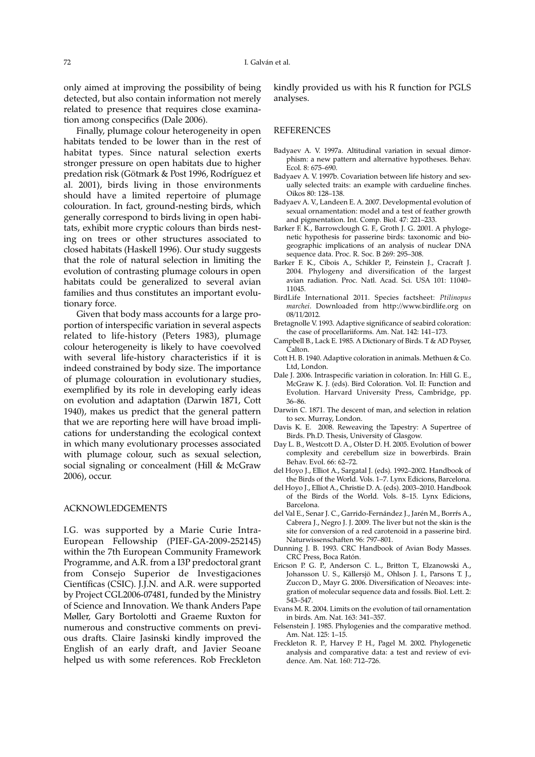only aimed at improving the possibility of being detected, but also contain information not merely related to presence that requires close examination among conspecifics (Dale 2006).

Finally, plumage colour heterogeneity in open habitats tended to be lower than in the rest of habitat types. Since natural selection exerts stronger pressure on open habitats due to higher predation risk (Götmark & Post 1996, Rodríguez et al. 2001), birds living in those environments should have a limited repertoire of plumage colouration. In fact, ground-nesting birds, which generally correspond to birds living in open habitats, exhibit more cryptic colours than birds nesting on trees or other structures associated to closed habitats (Haskell 1996). Our study suggests that the role of natural selection in limiting the evolution of contrasting plumage colours in open habitats could be generalized to several avian families and thus constitutes an important evolutionary force.

Given that body mass accounts for a large proportion of interspecific variation in several aspects related to life-history (Peters 1983), plumage colour heterogeneity is likely to have coevolved with several life-history characteristics if it is indeed constrained by body size. The importance of plumage colouration in evolutionary studies, exemplified by its role in developing early ideas on evolution and adaptation (Darwin 1871, Cott 1940), makes us predict that the general pattern that we are reporting here will have broad implications for understanding the ecological context in which many evolutionary processes associated with plumage colour, such as sexual selection, social signaling or concealment (Hill & McGraw 2006), occur.

## ACKNOWLEDGEMENTS

I.G. was supported by a Marie Curie Intra-European Fellowship (PIEF-GA-2009-252145) within the 7th European Community Framework Programme, and A.R. from a I3P predoctoral grant from Consejo Superior de Investigaciones Científicas (CSIC). J.J.N. and A.R. were supported by Project CGL2006-07481, funded by the Ministry of Science and Innovation. We thank Anders Pape Møller, Gary Bortolotti and Graeme Ruxton for numerous and constructive comments on previous drafts. Claire Jasinski kindly improved the English of an early draft, and Javier Seoane helped us with some references. Rob Freckleton kindly provided us with his R function for PGLS analyses.

## REFERENCES

Badyaev A. V. 1997a. Altitudinal variation in sexual dimorphism: a new pattern and alternative hypotheses. Behav. Ecol. 8: 675–690.

Badyaev A. V. 1997b. Covariation between life history and sexually selected traits: an example with cardueline finches. Oikos 80: 128–138.

Badyaev A. V., Landeen E. A. 2007. Developmental evolution of sexual ornamentation: model and a test of feather growth and pigmentation. Int. Comp. Biol. 47: 221–233.

Barker F. K., Barrowclough G. F., Groth J. G. 2001. A phylogenetic hypothesis for passerine birds: taxonomic and biogeographic implications of an analysis of nuclear DNA sequence data. Proc. R. Soc. B 269: 295–308.

Barker F. K., Cibois A., Schikler P., Feinstein J., Cracraft J. 2004. Phylogeny and diversification of the largest avian radiation. Proc. Natl. Acad. Sci. USA 101: 11040–11045.

BirdLife International 2011. Species factsheet: *Ptilinopus marchei*. Downloaded from http://www.birdlife.org on 08/11/2012.

Bretagnolle V. 1993. Adaptive significance of seabird coloration: the case of procellariiforms. Am. Nat. 142: 141–173.

Campbell B., Lack E. 1985. A Dictionary of Birds. T & AD Poyser, Calton.

Cott H. B. 1940. Adaptive coloration in animals. Methuen & Co. Ltd, London.

Dale J. 2006. Intraspecific variation in coloration. In: Hill G. E., McGraw K. J. (eds). Bird Coloration. Vol. II: Function and Evolution. Harvard University Press, Cambridge, pp. 36–86.

Darwin C. 1871. The descent of man, and selection in relation to sex. Murray, London.

Davis K. E. 2008. Reweaving the Tapestry: A Supertree of Birds. Ph.D. Thesis, University of Glasgow.

Day L. B., Westcott D. A., Olster D. H. 2005. Evolution of bower complexity and cerebellum size in bowerbirds. Brain Behav. Evol. 66: 62–72.

del Hoyo J., Elliot A., Sargatal J. (eds). 1992–2002. Handbook of the Birds of the World. Vols. 1–7. Lynx Edicions, Barcelona.

del Hoyo J., Elliot A., Christie D. A. (eds). 2003–2010. Handbook of the Birds of the World. Vols. 8–15. Lynx Edicions, Barcelona.

del Val E., Senar J. C., Garrido-Fernández J., Jarén M., Borrfs A., Cabrera J., Negro J. J. 2009. The liver but not the skin is the site for conversion of a red carotenoid in a passerine bird. Naturwissenschaften 96: 797–801.

Dunning J. B. 1993. CRC Handbook of Avian Body Masses. CRC Press, Boca Ratón.

Ericson P. G. P., Anderson C. L., Britton T., Elzanowski A., Johansson U. S., Källersjö M., Ohlson J. I., Parsons T. J., Zuccon D., Mayr G. 2006. Diversification of Neoaves: integration of molecular sequence data and fossils. Biol. Lett. 2: 543–547.

Evans M. R. 2004. Limits on the evolution of tail ornamentation in birds. Am. Nat. 163: 341–357.

Felsenstein J. 1985. Phylogenies and the comparative method. Am. Nat. 125: 1–15.

Freckleton R. P., Harvey P. H., Pagel M. 2002. Phylogenetic analysis and comparative data: a test and review of evidence. Am. Nat. 160: 712–726.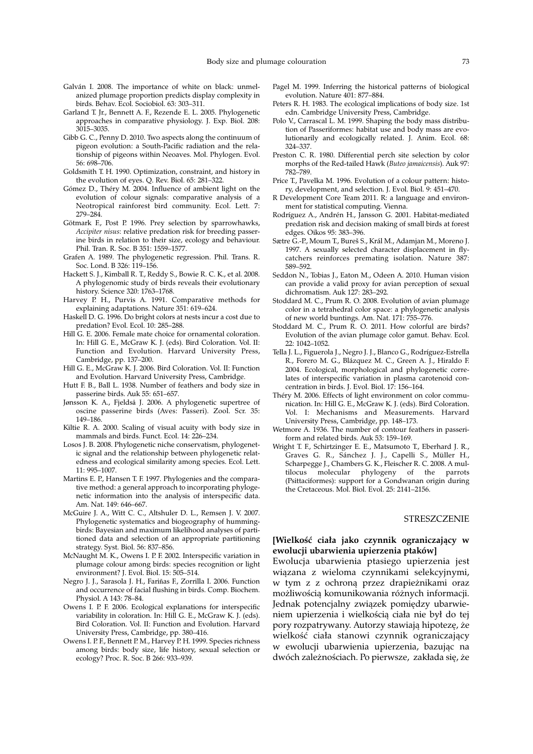Galván I. 2008. The importance of white on black: unmelanized plumage proportion predicts display complexity in birds. Behav. Ecol. Sociobiol. 63: 303–311.

Garland T. Jr., Bennett A. F., Rezende E. L. 2005. Phylogenetic approaches in comparative physiology. J. Exp. Biol. 208: 3015–3035.

Gibb G. C., Penny D. 2010. Two aspects along the continuum of pigeon evolution: a South-Pacific radiation and the relationship of pigeons within Neoaves. Mol. Phylogen. Evol. 56: 698–706.

Goldsmith T. H. 1990. Optimization, constraint, and history in the evolution of eyes. Q. Rev. Biol. 65: 281–322.

Gómez D., Théry M. 2004. Influence of ambient light on the evolution of colour signals: comparative analysis of a Neotropical rainforest bird community. Ecol. Lett. 7: 279–284.

Götmark F., Post P. 1996. Prey selection by sparrowhawks, *Accipiter nisus*: relative predation risk for breeding passerine birds in relation to their size, ecology and behaviour. Phil. Tran. R. Soc. B 351: 1559–1577.

Grafen A. 1989. The phylogenetic regression. Phil. Trans. R. Soc. Lond. B 326: 119–156.

Hackett S. J., Kimball R. T., Reddy S., Bowie R. C. K., et al. 2008. A phylogenomic study of birds reveals their evolutionary history. Science 320: 1763–1768.

Harvey P. H., Purvis A. 1991. Comparative methods for explaining adaptations. Nature 351: 619–624.

Haskell D. G. 1996. Do bright colors at nests incur a cost due to predation? Evol. Ecol. 10: 285–288.

Hill G. E. 2006. Female mate choice for ornamental coloration. In: Hill G. E., McGraw K. J. (eds). Bird Coloration. Vol. II: Function and Evolution. Harvard University Press, Cambridge, pp. 137–200.

Hill G. E., McGraw K. J. 2006. Bird Coloration. Vol. II: Function and Evolution. Harvard University Press, Cambridge.

Hutt F. B., Ball L. 1938. Number of feathers and body size in passerine birds. Auk 55: 651–657.

Jønsson K. A., Fjeldså J. 2006. A phylogenetic supertree of oscine passerine birds (Aves: Passeri). Zool. Scr. 35: 149–186.

Kiltie R. A. 2000. Scaling of visual acuity with body size in mammals and birds. Funct. Ecol. 14: 226–234.

Losos J. B. 2008. Phylogenetic niche conservatism, phylogenetic signal and the relationship between phylogenetic relatedness and ecological similarity among species. Ecol. Lett. 11: 995–1007.

Martins E. P., Hansen T. F. 1997. Phylogenies and the comparative method: a general approach to incorporating phylogenetic information into the analysis of interspecific data. Am. Nat. 149: 646–667.

McGuire J. A., Witt C. C., Altshuler D. L., Remsen J. V. 2007. Phylogenetic systematics and biogeography of hummingbirds: Bayesian and maximum likelihood analyses of partitioned data and selection of an appropriate partitioning strategy. Syst. Biol. 56: 837–856.

McNaught M. K., Owens I. P. F. 2002. Interspecific variation in plumage colour among birds: species recognition or light environment? J. Evol. Biol. 15: 505–514.

Negro J. J., Sarasola J. H., Fariñas F., Zorrilla I. 2006. Function and occurrence of facial flushing in birds. Comp. Biochem. Physiol. A 143: 78–84.

Owens I. P. F. 2006. Ecological explanations for interspecific variability in coloration. In: Hill G. E., McGraw K. J. (eds). Bird Coloration. Vol. II: Function and Evolution. Harvard University Press, Cambridge, pp. 380–416.

Owens I. P. F., Bennett P. M., Harvey P. H. 1999. Species richness among birds: body size, life history, sexual selection or ecology? Proc. R. Soc. B 266: 933–939.

Pagel M. 1999. Inferring the historical patterns of biological evolution. Nature 401: 877–884.

Peters R. H. 1983. The ecological implications of body size. 1st edn. Cambridge University Press, Cambridge.

Polo V., Carrascal L. M. 1999. Shaping the body mass distribution of Passeriformes: habitat use and body mass are evolutionarily and ecologically related. J. Anim. Ecol. 68: 324–337.

Preston C. R. 1980. Differential perch site selection by color morphs of the Red-tailed Hawk (*Buteo jamaicensis*). Auk 97: 782–789.

Price T., Pavelka M. 1996. Evolution of a colour pattern: history, development, and selection. J. Evol. Biol. 9: 451–470.

R Development Core Team 2011. R: a language and environment for statistical computing. Vienna.

Rodríguez A., Andrén H., Jansson G. 2001. Habitat-mediated predation risk and decision making of small birds at forest edges. Oikos 95: 383–396.

Sætre G.-P., Moum T., Bureš S., Král M., Adamjan M., Moreno J. 1997. A sexually selected character displacement in flycatchers reinforces premating isolation. Nature 387: 589–592.

Seddon N., Tobias J., Eaton M., Odeen A. 2010. Human vision can provide a valid proxy for avian perception of sexual dichromatism. Auk 127: 283–292.

Stoddard M. C., Prum R. O. 2008. Evolution of avian plumage color in a tetrahedral color space: a phylogenetic analysis of new world buntings. Am. Nat. 171: 755–776.

Stoddard M. C., Prum R. O. 2011. How colorful are birds? Evolution of the avian plumage color gamut. Behav. Ecol. 22: 1042–1052.

Tella J. L., Figuerola J., Negro J. J., Blanco G., Rodríguez-Estrella R., Forero M. G., Blázquez M. C., Green A. J., Hiraldo F. 2004. Ecological, morphological and phylogenetic correlates of interspecific variation in plasma carotenoid concentration in birds. J. Evol. Biol. 17: 156–164.

Théry M. 2006. Effects of light environment on color communication. In: Hill G. E., McGraw K. J. (eds). Bird Coloration. Vol. I: Mechanisms and Measurements. Harvard University Press, Cambridge, pp. 148–173.

Wetmore A. 1936. The number of contour feathers in passeriform and related birds. Auk 53: 159–169.

Wright T. F., Schirtzinger E. E., Matsumoto T., Eberhard J. R., Graves G. R., Sánchez J. J., Capelli S., Müller H., Scharpegge J., Chambers G. K., Fleischer R. C. 2008. A multilocus molecular phylogeny of the parrots (Psittaciformes): support for a Gondwanan origin during the Cretaceous. Mol. Biol. Evol. 25: 2141–2156.

## STRESZCZENIE

**[Wielkość ciała jako czynnik ograniczający w ewolucji ubarwienia upierzenia ptaków]**

Ewolucja ubarwienia ptasiego upierzenia jest wiązana z wieloma czynnikami selekcyjnymi, w tym z z ochroną przez drapieżnikami oraz możliwością komunikowania różnych informacji. Jednak potencjalny związek pomiędzy ubarwieniem upierzenia i wielkością ciała nie był do tej pory rozpatrywany. Autorzy stawiają hipotezę, że wielkość ciała stanowi czynnik ograniczający w ewolucji ubarwienia upierzenia, bazując na dwóch zależnościach. Po pierwsze, zakłada się, że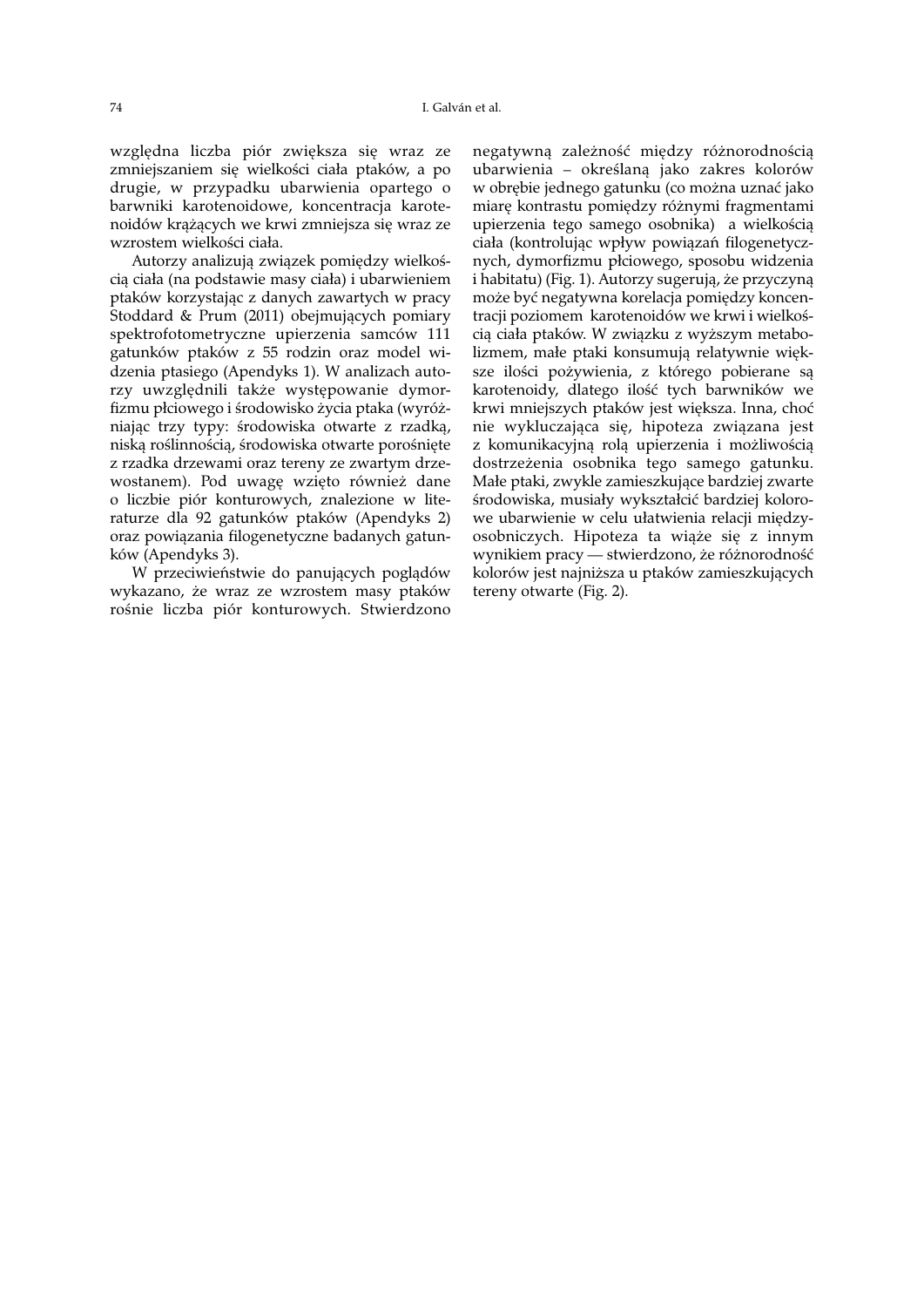względna liczba piór zwiększa się wraz ze zmniejszaniem się wielkości ciała ptaków, a po drugie, w przypadku ubarwienia opartego o barwniki karotenoidowe, koncentracja karotenoidów krążących we krwi zmniejsza się wraz ze wzrostem wielkości ciała.

Autorzy analizują związek pomiędzy wielkością ciała (na podstawie masy ciała) i ubarwieniem ptaków korzystając z danych zawartych w pracy Stoddard & Prum (2011) obejmujących pomiary spektrofotometryczne upierzenia samców 111 gatunków ptaków z 55 rodzin oraz model widzenia ptasiego (Apendyks 1). W analizach autorzy uwzględnili także występowanie dymorfizmu płciowego i środowisko życia ptaka (wyróżniając trzy typy: środowiska otwarte z rzadką, niską roślinnością, środowiska otwarte porośnięte z rzadka drzewami oraz tereny ze zwartym drzewostanem). Pod uwagę wzięto również dane o liczbie piór konturowych, znalezione w literaturze dla 92 gatunków ptaków (Apendyks 2) oraz powiązania filogenetyczne badanych gatunków (Apendyks 3).

W przeciwieństwie do panujących poglądów wykazano, że wraz ze wzrostem masy ptaków rośnie liczba piór konturowych. Stwierdzono negatywną zależność między różnorodnością ubarwienia – określaną jako zakres kolorów w obrębie jednego gatunku (co można uznać jako miarę kontrastu pomiędzy różnymi fragmentami upierzenia tego samego osobnika) a wielkością ciała (kontrolując wpływ powiązań filogenetycznych, dymorfizmu płciowego, sposobu widzenia i habitatu) (Fig. 1). Autorzy sugerują, że przyczyną może być negatywna korelacja pomiędzy koncentracji poziomem karotenoidów we krwi i wielkością ciała ptaków. W związku z wyższym metabolizmem, małe ptaki konsumują relatywnie większe ilości pożywienia, z którego pobierane są karotenoidy, dlatego ilość tych barwników we krwi mniejszych ptaków jest większa. Inna, choć nie wykluczająca się, hipoteza związana jest z komunikacyjną rolą upierzenia i możliwością dostrzeżenia osobnika tego samego gatunku. Małe ptaki, zwykle zamieszkujące bardziej zwarte środowiska, musiały wykształcić bardziej kolorowe ubarwienie w celu ułatwienia relacji międzyosobniczych. Hipoteza ta wiąże się z innym wynikiem pracy — stwierdzono, że różnorodność kolorów jest najniższa u ptaków zamieszkujących tereny otwarte (Fig. 2).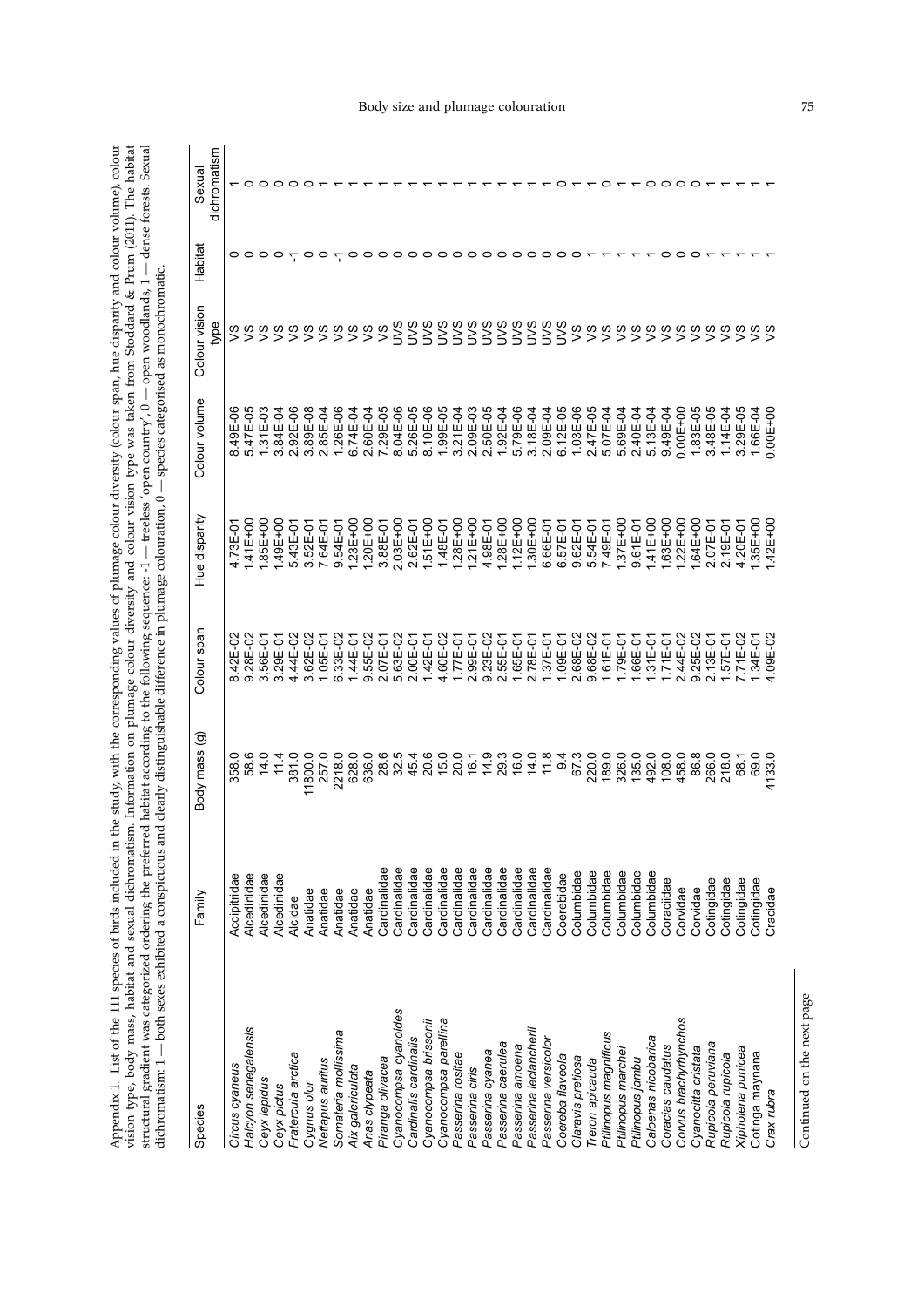Appendix 1. List of the 111 species of birds included in the study, with the corresponding values of plumage colour diversity (colour span, hue disparity and colour volume), colour vision type, body mass, habitat and sexual dichromatism. Information on plumage colour diversity and colour vision type was taken from Stoddard & Prum (2011). The habitat structural gradient was categorized ordering the preferred habitat according to the following sequence: -1 — treeless 'open country', 0 — open woodlands, 1 — dense forests. Sexual dichromatism: 1 — both sexes exhibited a conspicuous and clearly distinguishable difference in plumage colouration, 0 — species categorised as monochromatic.

| Species | Family | Body mass (g) | Colour span | Hue disparity | Colour volume | Colour vision type | Habitat | Sexual dichromatism |
|---|---|---|---|---|---|---|---|---|
| *Circus cyaneus* | Accipitridae | 358.0 | 8.42E-02 | 4.73E-01 | 8.49E-06 | VS | 0 | 1 |
| *Halcyon senegalensis* | Alcedinidae | 58.6 | 9.28E-02 | 1.41E+00 | 5.47E-05 | VS | 0 | 0 |
| *Ceyx lepidus* | Alcedinidae | 14.0 | 3.56E-01 | 1.85E+00 | 1.31E-03 | VS | 0 | 0 |
| *Ceyx pictus* | Alcedinidae | 11.4 | 3.29E-01 | 1.49E+00 | 3.84E-04 | VS | 0 | 0 |
| *Fratercula arctica* | Alcidae | 381.0 | 4.44E-02 | 5.43E-01 | 2.92E-06 | VS | -1 | 0 |
| *Cygnus olor* | Anatidae | 11800.0 | 3.62E-02 | 3.52E-01 | 3.89E-08 | VS | 0 | 0 |
| *Nettapus auritus* | Anatidae | 257.0 | 1.05E-01 | 7.64E-01 | 2.85E-04 | VS | 0 | 1 |
| *Somateria mollissima* | Anatidae | 2218.0 | 6.33E-02 | 9.54E-01 | 1.26E-06 | VS | -1 | 1 |
| *Aix galericulata* | Anatidae | 628.0 | 1.44E-01 | 1.23E+00 | 6.74E-04 | VS | 0 | 1 |
| *Anas clypeata* | Anatidae | 636.0 | 9.55E-02 | 1.20E+00 | 2.60E-04 | VS | 0 | 1 |
| *Piranga olivacea* | Cardinalidae | 28.6 | 2.07E-01 | 3.88E-01 | 7.29E-05 | VS | 0 | 1 |
| *Cyanocompsa cyanoides* | Cardinalidae | 32.5 | 5.63E-02 | 2.03E+00 | 8.04E-06 | UVS | 0 | 1 |
| *Cardinalis cardinalis* | Cardinalidae | 45.4 | 2.00E-01 | 2.62E-01 | 5.26E-05 | UVS | 0 | 1 |
| *Cyanocompsa brissonii* | Cardinalidae | 20.6 | 1.42E-01 | 1.51E+00 | 8.10E-06 | UVS | 0 | 1 |
| *Cyanocompsa parellina* | Cardinalidae | 15.0 | 4.60E-02 | 1.48E-01 | 1.99E-05 | UVS | 0 | 1 |
| *Passerina rositae* | Cardinalidae | 20.0 | 1.77E-01 | 1.28E+00 | 3.21E-04 | UVS | 0 | 1 |
| *Passerina ciris* | Cardinalidae | 16.1 | 2.99E-01 | 1.21E+00 | 2.09E-03 | UVS | 0 | 1 |
| *Passerina cyanea* | Cardinalidae | 14.9 | 9.23E-02 | 4.98E-01 | 2.50E-05 | UVS | 0 | 1 |
| *Passerina caerulea* | Cardinalidae | 29.3 | 2.55E-01 | 1.28E+00 | 1.92E-04 | UVS | 0 | 1 |
| *Passerina amoena* | Cardinalidae | 16.0 | 1.65E-01 | 1.12E+00 | 5.79E-06 | UVS | 0 | 1 |
| *Passerina leclancherii* | Cardinalidae | 14.0 | 2.78E-01 | 1.30E+00 | 3.18E-04 | UVS | 0 | 1 |
| *Passerina versicolor* | Cardinalidae | 11.8 | 1.37E-01 | 6.66E-01 | 2.09E-04 | UVS | 0 | 1 |
| *Coereba flaveola* | Coerebidae | 9.4 | 1.09E-01 | 6.57E-01 | 6.12E-05 | UVS | 0 | 0 |
| *Claravis pretiosa* | Columbidae | 67.3 | 2.68E-02 | 9.62E-01 | 1.03E-06 | VS | 0 | 1 |
| *Treron apicauda* | Columbidae | 220.0 | 9.68E-02 | 5.54E-01 | 2.47E-05 | VS | 1 | 1 |
| *Ptilinopus magnificus* | Columbidae | 189.0 | 1.61E-01 | 7.49E-01 | 5.07E-04 | VS | 1 | 0 |
| *Ptilinopus marchei* | Columbidae | 326.0 | 1.79E-01 | 1.37E+00 | 5.69E-04 | VS | 1 | 1 |
| *Ptilinopus jambu* | Columbidae | 135.0 | 1.66E-01 | 9.61E-01 | 2.40E-04 | VS | 1 | 1 |
| *Caloenas nicobarica* | Columbidae | 492.0 | 1.31E-01 | 1.41E+00 | 5.13E-04 | VS | 1 | 0 |
| *Coracias caudatus* | Coraciidae | 108.0 | 1.71E-01 | 1.63E+00 | 9.49E-04 | VS | 0 | 0 |
| *Corvus brachyrhynchos* | Corvidae | 458.0 | 2.44E-02 | 1.22E+00 | 0.00E+00 | VS | 0 | 0 |
| *Cyanocitta cristata* | Corvidae | 86.8 | 9.25E-02 | 1.64E+00 | 1.83E-05 | VS | 0 | 0 |
| *Rupicola peruviana* | Cotingidae | 266.0 | 2.13E-01 | 2.07E-01 | 3.48E-05 | VS | 1 | 1 |
| *Rupicola rupicola* | Cotingidae | 218.0 | 1.57E-01 | 2.19E-01 | 1.14E-04 | VS | 1 | 1 |
| *Xipholena punicea* | Cotingidae | 68.1 | 7.71E-02 | 4.20E-01 | 3.29E-05 | VS | 1 | 1 |
| *Cotinga maynana* | Cotingidae | 69.0 | 1.34E-01 | 1.35E+00 | 1.66E-04 | VS | 1 | 1 |
| *Crax rubra* | Cracidae | 4133.0 | 4.09E-02 | 1.42E+00 | 0.00E+00 | VS | 1 | 1 |

Continued on the next page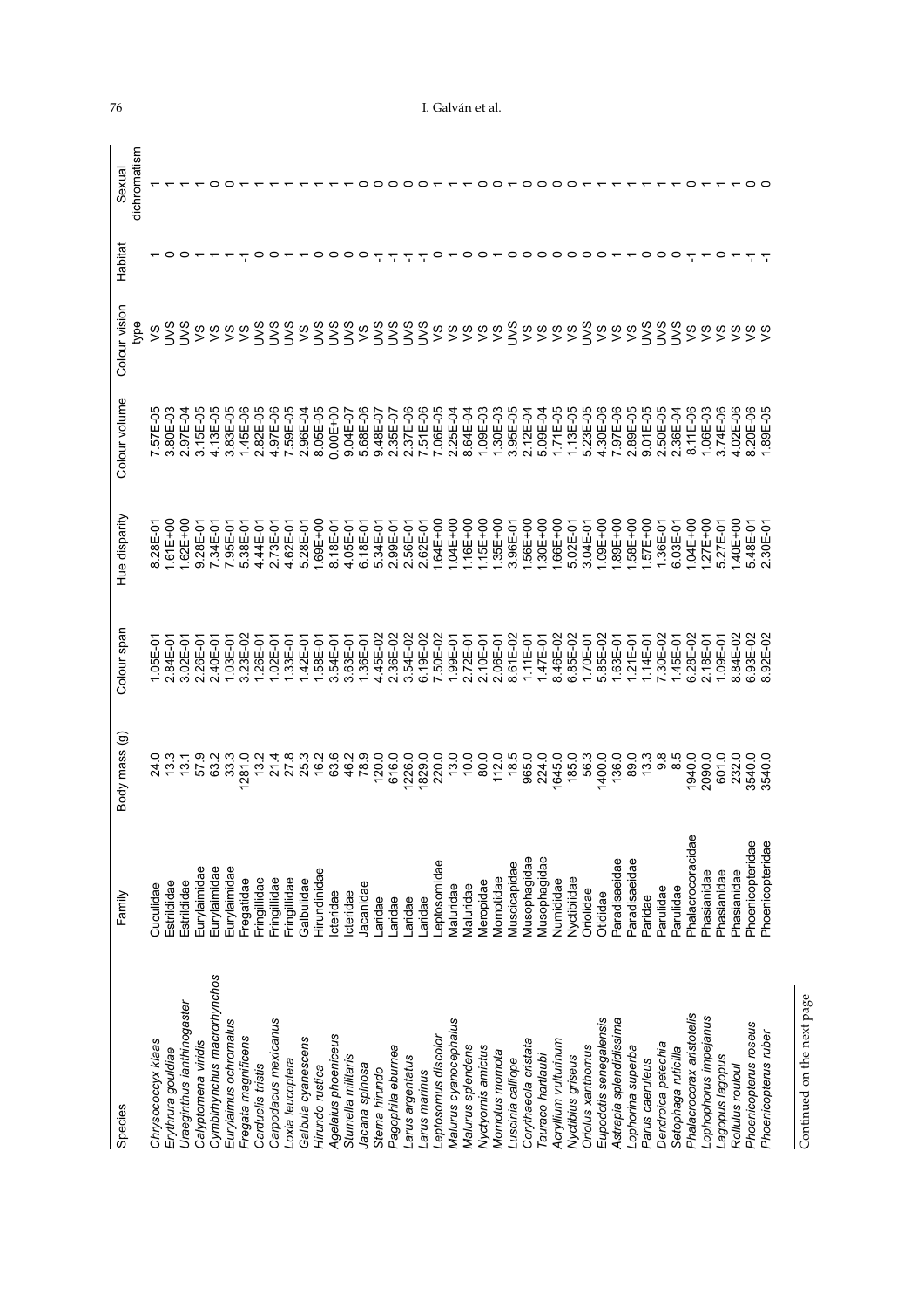| Species | Family | Body mass (g) | Colour span | Hue disparity | Colour volume | Colour vision type | Habitat | Sexual dichromatism |
|---|---|---|---|---|---|---|---|---|
| *Chrysococcyx klaas* | Cuculidae | 24.0 | 1.05E-01 | 8.28E-01 | 7.57E-05 | VS | 1 | 1 |
| *Erythrura gouldiae* | Estrildidae | 13.3 | 2.84E-01 | 1.61E+00 | 3.80E-03 | UVS | 0 | 1 |
| *Uraeginthus ianthinogaster* | Estrildidae | 13.1 | 3.02E-01 | 1.62E+00 | 2.97E-04 | UVS | 0 | 1 |
| *Calyptomena viridis* | Eurylaimidae | 57.9 | 2.26E-01 | 9.28E-01 | 3.15E-05 | VS | 1 | 1 |
| *Cymbirhynchus macrorhynchos* | Eurylaimidae | 63.2 | 2.40E-01 | 7.34E-01 | 4.13E-05 | VS | 1 | 0 |
| *Eurylaimus ochromalus* | Eurylaimidae | 33.3 | 1.03E-01 | 7.95E-01 | 3.83E-05 | VS | 1 | 0 |
| *Fregata magnificens* | Fregatidae | 1281.0 | 3.23E-02 | 5.38E-01 | 1.45E-06 | VS | -1 | 1 |
| *Carduelis tristis* | Fringillidae | 13.2 | 1.26E-01 | 4.44E-01 | 2.82E-05 | UVS | 0 | 1 |
| *Carpodacus mexicanus* | Fringillidae | 21.4 | 1.02E-01 | 2.73E-01 | 4.97E-06 | UVS | 0 | 1 |
| *Loxia leucoptera* | Fringillidae | 27.8 | 1.33E-01 | 4.62E-01 | 7.59E-05 | UVS | 1 | 1 |
| *Galbula cyanescens* | Galbulidae | 25.3 | 1.42E-01 | 5.28E-01 | 2.96E-04 | VS | 1 | 1 |
| *Hirundo rustica* | Hirundinidae | 16.2 | 1.58E-01 | 1.69E+00 | 8.05E-05 | UVS | 0 | 1 |
| *Agelaius phoeniceus* | Icteridae | 63.6 | 3.54E-01 | 8.18E-01 | 0.00E+00 | UVS | 0 | 1 |
| *Sturnella militaris* | Icteridae | 46.2 | 3.63E-01 | 4.05E-01 | 9.04E-07 | UVS | 0 | 1 |
| *Jacana spinosa* | Jacanidae | 78.9 | 1.36E-01 | 6.18E-01 | 5.68E-06 | VS | 0 | 0 |
| *Sterna hirundo* | Laridae | 120.0 | 4.45E-02 | 5.34E-01 | 9.48E-07 | UVS | -1 | 0 |
| *Pagophila eburnea* | Laridae | 616.0 | 2.36E-02 | 2.99E-01 | 2.35E-07 | UVS | -1 | 0 |
| *Larus argentatus* | Laridae | 1226.0 | 3.54E-02 | 2.56E-01 | 2.37E-06 | UVS | -1 | 0 |
| *Larus marinus* | Laridae | 1829.0 | 6.19E-02 | 2.62E-01 | 7.51E-06 | UVS | -1 | 0 |
| *Leptosomus discolor* | Leptosomidae | 220.0 | 7.50E-02 | 1.64E+00 | 7.06E-05 | VS | 0 | 1 |
| *Malurus cyanocephalus* | Maluridae | 13.0 | 1.99E-01 | 1.04E+00 | 2.25E-04 | VS | 1 | 1 |
| *Malurus splendens* | Maluridae | 10.0 | 2.72E-01 | 1.16E+00 | 8.64E-04 | VS | 0 | 1 |
| *Nyctyornis amictus* | Meropidae | 80.0 | 2.10E-01 | 1.15E+00 | 1.09E-03 | VS | 0 | 0 |
| *Momotus momota* | Momotidae | 112.0 | 2.06E-01 | 1.35E+00 | 1.30E-03 | VS | 1 | 0 |
| *Luscinia calliope* | Muscicapidae | 18.5 | 8.61E-02 | 3.96E-01 | 3.95E-05 | UVS | 0 | 1 |
| *Corythaeola cristata* | Musophagidae | 965.0 | 1.11E-01 | 1.56E+00 | 2.12E-04 | VS | 0 | 0 |
| *Tauraco hartlaubi* | Musophagidae | 224.0 | 1.47E-01 | 1.30E+00 | 5.09E-04 | VS | 0 | 0 |
| *Acryllium vulturinum* | Numididae | 1645.0 | 8.46E-02 | 1.66E+00 | 1.71E-05 | VS | 0 | 0 |
| *Nyctibius griseus* | Nyctibiidae | 185.0 | 6.85E-02 | 5.02E-01 | 1.13E-05 | VS | 0 | 0 |
| *Oriolus xanthornus* | Oriolidae | 56.3 | 1.70E-01 | 3.04E-01 | 5.23E-05 | UVS | 0 | 1 |
| *Eupodotis senegalensis* | Otididae | 1400.0 | 5.85E-02 | 1.09E+00 | 4.30E-06 | VS | 0 | 1 |
| *Astrapia splendidissima* | Paradisaeidae | 136.0 | 1.63E-01 | 1.89E+00 | 7.97E-06 | VS | 1 | 1 |
| *Lophorina superba* | Paradisaeidae | 89.0 | 1.21E-01 | 1.58E+00 | 2.89E-05 | VS | 1 | 1 |
| *Parus caeruleus* | Paridae | 13.3 | 1.14E-01 | 1.57E+00 | 9.01E-05 | UVS | 0 | 1 |
| *Dendroica petechia* | Parulidae | 9.8 | 7.30E-02 | 1.36E-01 | 2.50E-05 | UVS | 0 | 1 |
| *Setophaga ruticilla* | Parulidae | 8.5 | 1.45E-01 | 6.03E-01 | 2.36E-04 | UVS | 0 | 1 |
| *Phalacrocorax aristotelis* | Phalacrocoracidae | 1940.0 | 6.28E-02 | 1.04E+00 | 8.11E-06 | VS | -1 | 0 |
| *Lophophorus impejanus* | Phasianidae | 2090.0 | 2.18E-01 | 1.27E+00 | 1.06E-03 | VS | 1 | 1 |
| *Lagopus lagopus* | Phasianidae | 601.0 | 1.09E-01 | 5.27E-01 | 3.74E-06 | VS | 1 | 1 |
| *Rollulus rouloul* | Phasianidae | 232.0 | 8.84E-02 | 1.40E+00 | 4.02E-06 | VS | 1 | 1 |
| *Phoenicopterus roseus* | Phoenicopteridae | 3540.0 | 6.93E-02 | 5.48E-01 | 8.20E-06 | VS | -1 | 0 |
| *Phoenicopterus ruber* | Phoenicopteridae | 3540.0 | 8.92E-02 | 2.30E-01 | 1.89E-05 | VS | -1 | 0 |

Continued on the next page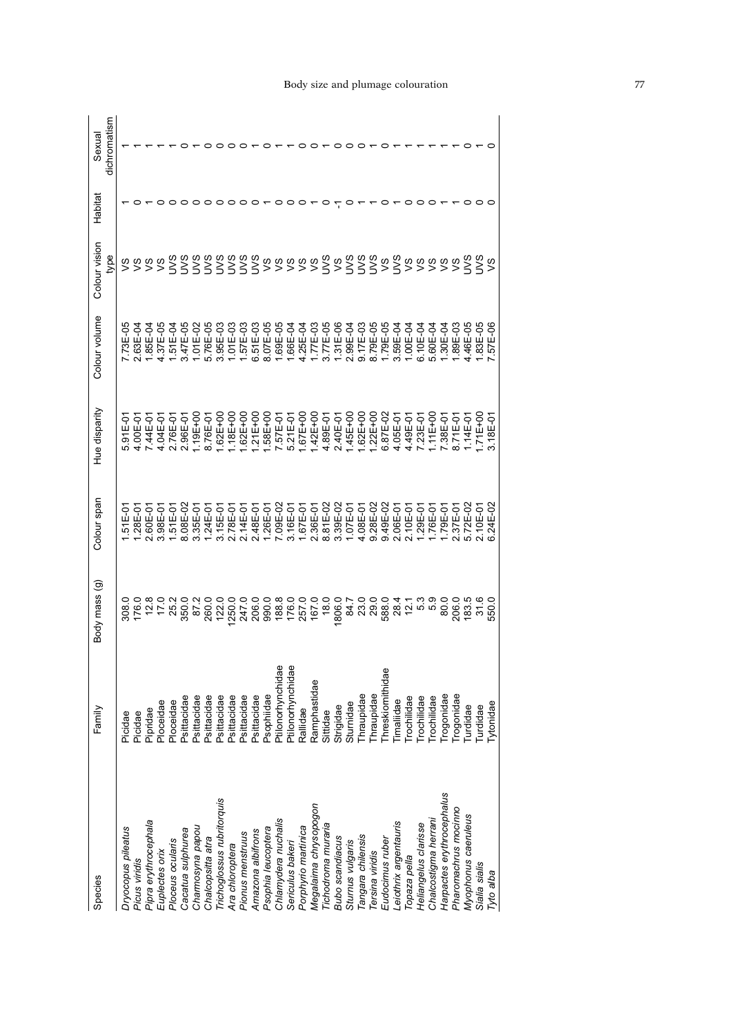| Species | Family | Body mass (g) | Colour span | Hue disparity | Colour volume | Colour vision type | Habitat | Sexual dichromatism |
|---|---|---|---|---|---|---|---|---|
| *Dryocopus pileatus* | Picidae | 308.0 | 1.51E-01 | 5.91E-01 | 7.73E-05 | VS | 1 | 1 |
| *Picus viridis* | Picidae | 176.0 | 1.28E-01 | 4.00E-01 | 2.63E-04 | VS | 0 | 1 |
| *Pipra erythrocephala* | Pipridae | 12.8 | 2.60E-01 | 7.44E-01 | 1.85E-04 | VS | 1 | 1 |
| *Euplectes orix* | Ploceidae | 17.0 | 3.98E-01 | 4.04E-01 | 4.37E-05 | VS | 0 | 1 |
| *Ploceus ocularis* | Ploceidae | 25.2 | 1.51E-01 | 2.76E-01 | 1.51E-04 | UVS | 0 | 1 |
| *Cacatua sulphurea* | Psittacidae | 350.0 | 8.08E-02 | 2.96E-01 | 3.47E-05 | UVS | 0 | 0 |
| *Charmosyna papou* | Psittacidae | 87.2 | 3.35E-01 | 1.19E+00 | 1.01E-02 | UVS | 0 | 1 |
| *Chalcopsitta atra* | Psittacidae | 260.0 | 1.24E-01 | 8.76E-01 | 5.76E-05 | UVS | 0 | 0 |
| *Trichoglossus rubritorquis* | Psittacidae | 122.0 | 3.15E-01 | 1.62E+00 | 3.95E-03 | UVS | 0 | 0 |
| *Ara chloroptera* | Psittacidae | 1250.0 | 2.78E-01 | 1.18E+00 | 1.01E-03 | UVS | 0 | 0 |
| *Pionus menstruus* | Psittacidae | 247.0 | 2.14E-01 | 1.62E+00 | 1.57E-03 | UVS | 0 | 0 |
| *Amazona albifrons* | Psittacidae | 206.0 | 2.48E-01 | 1.21E+00 | 6.51E-03 | UVS | 0 | 1 |
| *Psophia leucoptera* | Psophiidae | 990.0 | 1.26E-01 | 1.58E+00 | 8.07E-05 | VS | 1 | 0 |
| *Chlamydera nuchalis* | Ptilonorhynchidae | 188.8 | 7.09E-02 | 7.57E-01 | 1.69E-05 | VS | 0 | 1 |
| *Sericulus bakeri* | Ptilonorhynchidae | 176.0 | 3.16E-01 | 5.21E-01 | 1.66E-04 | VS | 0 | 1 |
| *Porphyrio martinica* | Rallidae | 257.0 | 1.67E-01 | 1.67E+00 | 4.25E-04 | VS | 0 | 0 |
| *Megalaima chrysopogon* | Ramphastidae | 167.0 | 2.36E-01 | 1.42E+00 | 1.77E-03 | VS | 1 | 0 |
| *Tichodroma muraria* | Sittidae | 18.0 | 8.81E-02 | 4.89E-01 | 3.77E-05 | UVS | 0 | 1 |
| *Bubo scandiacus* | Strigidae | 1806.0 | 3.39E-02 | 2.40E-01 | 1.31E-06 | VS | -1 | 0 |
| *Sturnus vulgaris* | Sturnidae | 84.7 | 1.07E-01 | 1.45E+00 | 2.99E-04 | UVS | 0 | 0 |
| *Tangara chilensis* | Thraupidae | 23.0 | 4.08E-01 | 1.62E+00 | 9.17E-03 | UVS | 1 | 0 |
| *Tersina viridis* | Thraupidae | 29.0 | 9.28E-02 | 1.22E+00 | 8.79E-05 | UVS | 1 | 1 |
| *Eudocimus ruber* | Threskiornithidae | 588.0 | 9.49E-02 | 6.87E-02 | 1.79E-05 | VS | 0 | 0 |
| *Leiothrix argentauris* | Timaliidae | 28.4 | 2.06E-01 | 4.05E-01 | 3.59E-04 | UVS | 1 | 1 |
| *Topaza pella* | Trochilidae | 12.1 | 2.10E-01 | 4.49E-01 | 1.00E-04 | VS | 0 | 1 |
| *Heliangelus clarisse* | Trochilidae | 5.3 | 1.29E-01 | 7.23E-01 | 6.10E-04 | VS | 0 | 1 |
| *Chalcostigma herrani* | Trochilidae | 5.9 | 1.76E-01 | 1.11E+00 | 5.60E-04 | VS | 0 | 1 |
| *Harpactes erythrocephalus* | Trogonidae | 80.0 | 1.79E-01 | 7.38E-01 | 1.30E-04 | VS | 1 | 1 |
| *Pharomachrus mocinno* | Trogonidae | 206.0 | 2.37E-01 | 8.71E-01 | 1.89E-03 | VS | 1 | 1 |
| *Myophonus caeruleus* | Turdidae | 183.5 | 5.72E-02 | 1.14E-01 | 4.46E-05 | UVS | 0 | 0 |
| *Sialia sialis* | Turdidae | 31.6 | 2.10E-01 | 1.71E+00 | 1.83E-05 | UVS | 0 | 1 |
| *Tyto alba* | Tytonidae | 550.0 | 6.24E-02 | 3.18E-01 | 7.57E-06 | VS | 0 | 0 |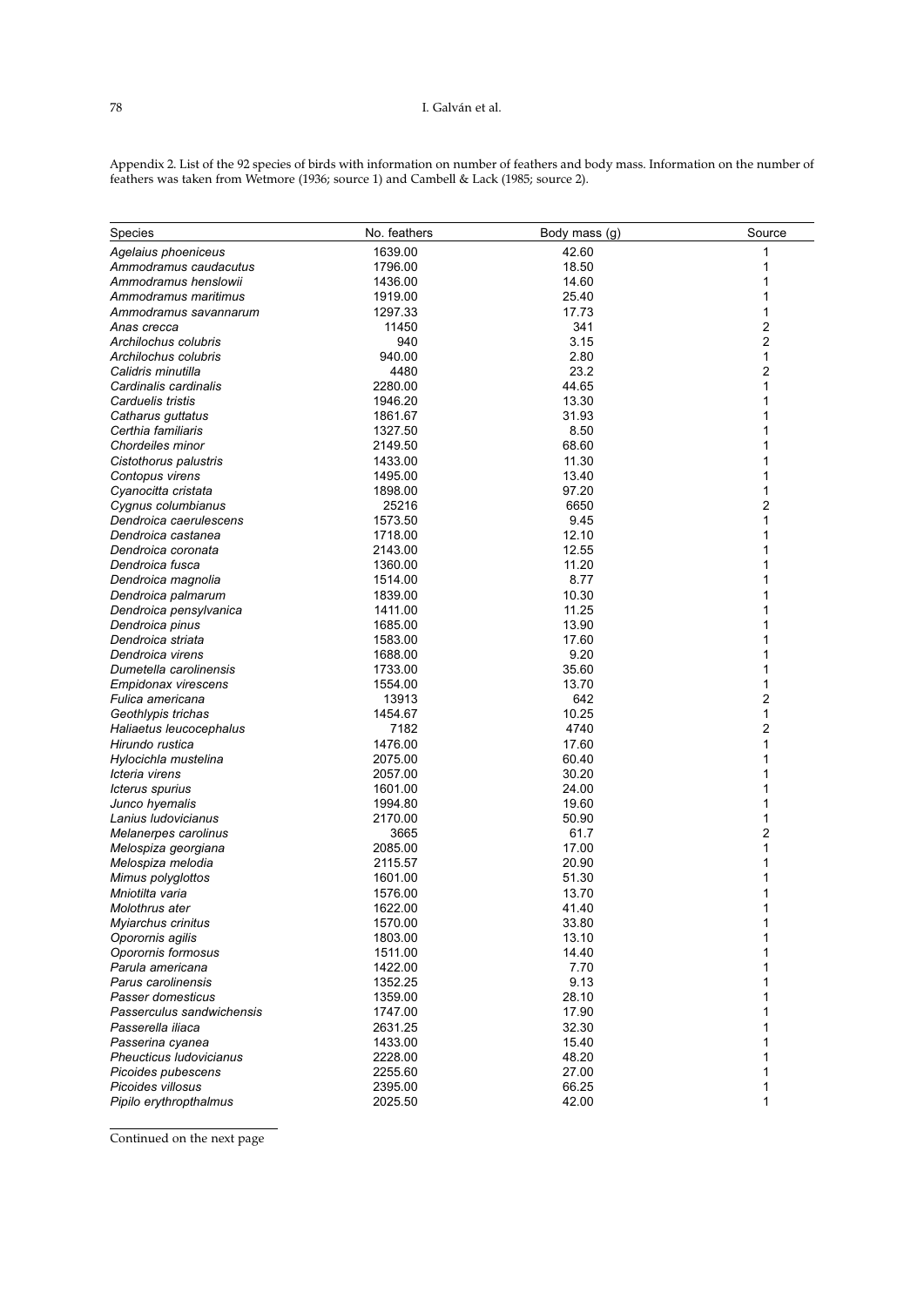Appendix 2. List of the 92 species of birds with information on number of feathers and body mass. Information on the number of feathers was taken from Wetmore (1936; source 1) and Cambell & Lack (1985; source 2).

| Species | No. feathers | Body mass (g) | Source |
|---|---|---|---|
| *Agelaius phoeniceus* | 1639.00 | 42.60 | 1 |
| *Ammodramus caudacutus* | 1796.00 | 18.50 | 1 |
| *Ammodramus henslowii* | 1436.00 | 14.60 | 1 |
| *Ammodramus maritimus* | 1919.00 | 25.40 | 1 |
| *Ammodramus savannarum* | 1297.33 | 17.73 | 1 |
| *Anas crecca* | 11450 | 341 | 2 |
| *Archilochus colubris* | 940 | 3.15 | 2 |
| *Archilochus colubris* | 940.00 | 2.80 | 1 |
| *Calidris minutilla* | 4480 | 23.2 | 2 |
| *Cardinalis cardinalis* | 2280.00 | 44.65 | 1 |
| *Carduelis tristis* | 1946.20 | 13.30 | 1 |
| *Catharus guttatus* | 1861.67 | 31.93 | 1 |
| *Certhia familiaris* | 1327.50 | 8.50 | 1 |
| *Chordeiles minor* | 2149.50 | 68.60 | 1 |
| *Cistothorus palustris* | 1433.00 | 11.30 | 1 |
| *Contopus virens* | 1495.00 | 13.40 | 1 |
| *Cyanocitta cristata* | 1898.00 | 97.20 | 1 |
| *Cygnus columbianus* | 25216 | 6650 | 2 |
| *Dendroica caerulescens* | 1573.50 | 9.45 | 1 |
| *Dendroica castanea* | 1718.00 | 12.10 | 1 |
| *Dendroica coronata* | 2143.00 | 12.55 | 1 |
| *Dendroica fusca* | 1360.00 | 11.20 | 1 |
| *Dendroica magnolia* | 1514.00 | 8.77 | 1 |
| *Dendroica palmarum* | 1839.00 | 10.30 | 1 |
| *Dendroica pensylvanica* | 1411.00 | 11.25 | 1 |
| *Dendroica pinus* | 1685.00 | 13.90 | 1 |
| *Dendroica striata* | 1583.00 | 17.60 | 1 |
| *Dendroica virens* | 1688.00 | 9.20 | 1 |
| *Dumetella carolinensis* | 1733.00 | 35.60 | 1 |
| *Empidonax virescens* | 1554.00 | 13.70 | 1 |
| *Fulica americana* | 13913 | 642 | 2 |
| *Geothlypis trichas* | 1454.67 | 10.25 | 1 |
| *Haliaetus leucocephalus* | 7182 | 4740 | 2 |
| *Hirundo rustica* | 1476.00 | 17.60 | 1 |
| *Hylocichla mustelina* | 2075.00 | 60.40 | 1 |
| *Icteria virens* | 2057.00 | 30.20 | 1 |
| *Icterus spurius* | 1601.00 | 24.00 | 1 |
| *Junco hyemalis* | 1994.80 | 19.60 | 1 |
| *Lanius ludovicianus* | 2170.00 | 50.90 | 1 |
| *Melanerpes carolinus* | 3665 | 61.7 | 2 |
| *Melospiza georgiana* | 2085.00 | 17.00 | 1 |
| *Melospiza melodia* | 2115.57 | 20.90 | 1 |
| *Mimus polyglottos* | 1601.00 | 51.30 | 1 |
| *Mniotilta varia* | 1576.00 | 13.70 | 1 |
| *Molothrus ater* | 1622.00 | 41.40 | 1 |
| *Myiarchus crinitus* | 1570.00 | 33.80 | 1 |
| *Oporornis agilis* | 1803.00 | 13.10 | 1 |
| *Oporornis formosus* | 1511.00 | 14.40 | 1 |
| *Parula americana* | 1422.00 | 7.70 | 1 |
| *Parus carolinensis* | 1352.25 | 9.13 | 1 |
| *Passer domesticus* | 1359.00 | 28.10 | 1 |
| *Passerculus sandwichensis* | 1747.00 | 17.90 | 1 |
| *Passerella iliaca* | 2631.25 | 32.30 | 1 |
| *Passerina cyanea* | 1433.00 | 15.40 | 1 |
| *Pheucticus ludovicianus* | 2228.00 | 48.20 | 1 |
| *Picoides pubescens* | 2255.60 | 27.00 | 1 |
| *Picoides villosus* | 2395.00 | 66.25 | 1 |
| *Pipilo erythropthalmus* | 2025.50 | 42.00 | 1 |

Continued on the next page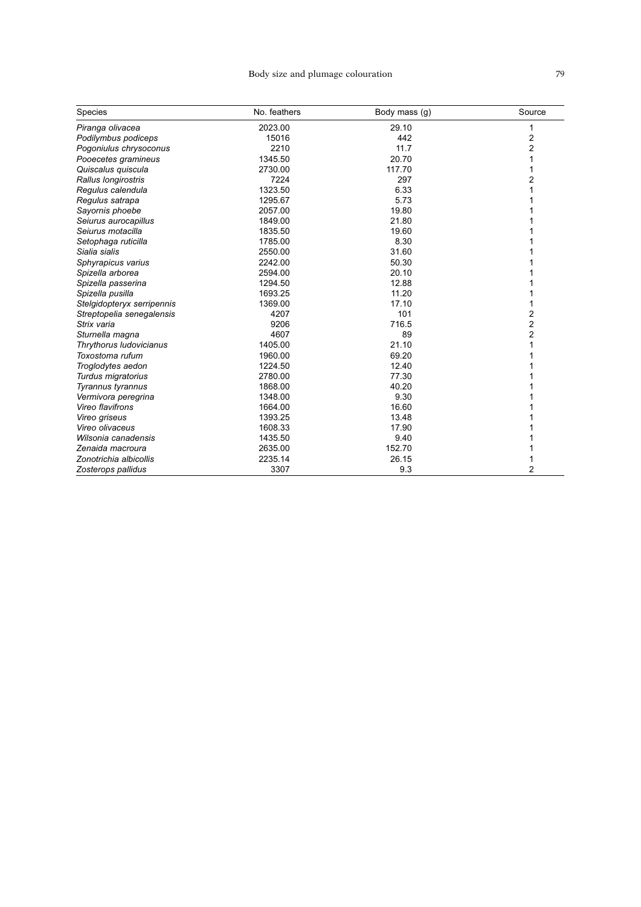| Species | No. feathers | Body mass (g) | Source |
|---|---|---|---|
| *Piranga olivacea* | 2023.00 | 29.10 | 1 |
| *Podilymbus podiceps* | 15016 | 442 | 2 |
| *Pogoniulus chrysoconus* | 2210 | 11.7 | 2 |
| *Pooecetes gramineus* | 1345.50 | 20.70 | 1 |
| *Quiscalus quiscula* | 2730.00 | 117.70 | 1 |
| *Rallus longirostris* | 7224 | 297 | 2 |
| *Regulus calendula* | 1323.50 | 6.33 | 1 |
| *Regulus satrapa* | 1295.67 | 5.73 | 1 |
| *Sayornis phoebe* | 2057.00 | 19.80 | 1 |
| *Seiurus aurocapillus* | 1849.00 | 21.80 | 1 |
| *Seiurus motacilla* | 1835.50 | 19.60 | 1 |
| *Setophaga ruticilla* | 1785.00 | 8.30 | 1 |
| *Sialia sialis* | 2550.00 | 31.60 | 1 |
| *Sphyrapicus varius* | 2242.00 | 50.30 | 1 |
| *Spizella arborea* | 2594.00 | 20.10 | 1 |
| *Spizella passerina* | 1294.50 | 12.88 | 1 |
| *Spizella pusilla* | 1693.25 | 11.20 | 1 |
| *Stelgidopteryx serripennis* | 1369.00 | 17.10 | 1 |
| *Streptopelia senegalensis* | 4207 | 101 | 2 |
| *Strix varia* | 9206 | 716.5 | 2 |
| *Sturnella magna* | 4607 | 89 | 2 |
| *Thrythorus ludovicianus* | 1405.00 | 21.10 | 1 |
| *Toxostoma rufum* | 1960.00 | 69.20 | 1 |
| *Troglodytes aedon* | 1224.50 | 12.40 | 1 |
| *Turdus migratorius* | 2780.00 | 77.30 | 1 |
| *Tyrannus tyrannus* | 1868.00 | 40.20 | 1 |
| *Vermivora peregrina* | 1348.00 | 9.30 | 1 |
| *Vireo flavifrons* | 1664.00 | 16.60 | 1 |
| *Vireo griseus* | 1393.25 | 13.48 | 1 |
| *Vireo olivaceus* | 1608.33 | 17.90 | 1 |
| *Wilsonia canadensis* | 1435.50 | 9.40 | 1 |
| *Zenaida macroura* | 2635.00 | 152.70 | 1 |
| *Zonotrichia albicollis* | 2235.14 | 26.15 | 1 |
| *Zosterops pallidus* | 3307 | 9.3 | 2 |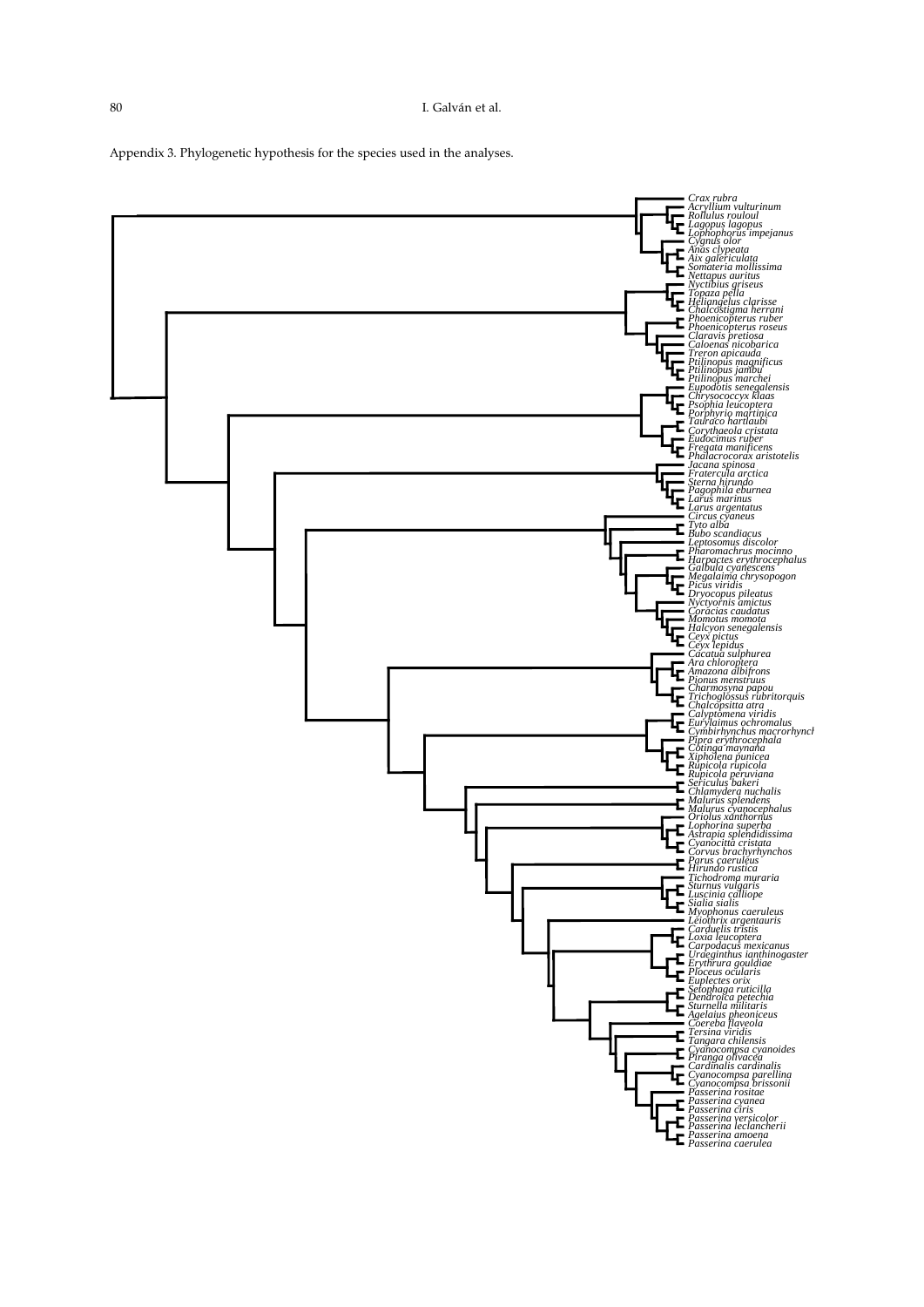Appendix 3. Phylogenetic hypothesis for the species used in the analyses.

*Crax rubra*
*Acryllium vulturinum*
*Rollulus rouloul*
*Lagopus lagopus*
*Lophophorus impejanus*
*Cygnus olor*
*Anas clypeata*
*Aix galericulata*
*Somateria mollissima*
*Nettapus auritus*
*Nyctibius griseus*
*Topaza pella*
*Heliangelus clarisse*
*Chalcostigma herrani*
*Phoenicopterus ruber*
*Phoenicopterus roseus*
*Claravis pretiosa*
*Caloenas nicobarica*
*Treron apicauda*
*Ptilinopus magnificus*
*Ptilinopus jambu*
*Ptilinopus marchei*
*Eupodotis senegalensis*
*Chrysococcyx klaas*
*Psophia leucoptera*
*Porphyrio martinica*
*Tauraco hartlaubi*
*Corythaeola cristata*
*Eudocimus ruber*
*Fregata manificens*
*Phalacrocorax aristotelis*
*Jacana spinosa*
*Fratercula arctica*
*Sterna hirundo*
*Pagophila eburnea*
*Larus marinus*
*Larus argentatus*
*Circus cyaneus*
*Tyto alba*
*Bubo scandiacus*
*Leptosomus discolor*
*Pharomachrus mocinno*
*Harpactes erythrocephalus*
*Galbula cyanescens*
*Megalaima chrysopogon*
*Picus viridis*
*Dryocopus pileatus*
*Nyctyornis amictus*
*Coracias caudatus*
*Momotus momota*
*Halcyon senegalensis*
*Ceyx pictus*
*Ceyx lepidus*
*Cacatua sulphurea*
*Ara chloroptera*
*Amazona albifrons*
*Pionus menstruus*
*Charmosyna papou*
*Trichoglossus rubritorquis*
*Chalcopsitta atra*
*Calyptomena viridis*
*Eurylaimus ochromalus*
*Cymbirhynchus macrorhynch*
*Pipra erythrocephala*
*Cotinga maynana*
*Xipholena punicea*
*Rupicola rupicola*
*Rupicola peruviana*
*Sericulus bakeri*
*Chlamydera nuchalis*
*Malurus splendens*
*Malurus cyanocephalus*
*Oriolus xanthornus*
*Lophorina superba*
*Astrapia splendidissima*
*Cyanocitta cristata*
*Corvus brachyrhynchos*
*Parus caeruleus*
*Hirundo rustica*
*Tichodroma muraria*
*Sturnus vulgaris*
*Luscinia calliope*
*Sialia sialis*
*Myophonus caeruleus*
*Leiothrix argentauris*
*Carduelis tristis*
*Loxia leucoptera*
*Carpodacus mexicanus*
*Uraeginthus ianthinogaster*
*Erythrura gouldiae*
*Ploceus ocularis*
*Euplectes orix*
*Setophaga ruticilla*
*Dendroica petechia*
*Sturnella militaris*
*Agelaius pheoniceus*
*Coereba flaveola*
*Tersina viridis*
*Tangara chilensis*
*Cyanocompsa cyanoides*
*Piranga olivacea*
*Cardinalis cardinalis*
*Cyanocompsa parellina*
*Cyanocompsa brissonii*
*Passerina rositae*
*Passerina cyanea*
*Passerina ciris*
*Passerina versicolor*
*Passerina leclancherii*
*Passerina amoena*
*Passerina caerulea*